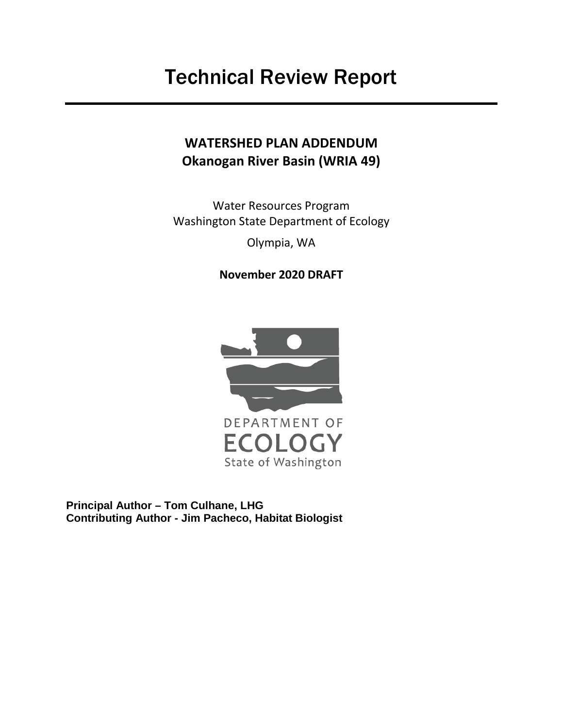# Technical Review Report

## WATERSHED PLAN ADDENDUM
## Okanogan River Basin (WRIA 49)

Water Resources Program
Washington State Department of Ecology

Olympia, WA

**November 2020 DRAFT**

DEPARTMENT OF
ECOLOGY
State of Washington

**Principal Author – Tom Culhane, LHG**
**Contributing Author - Jim Pacheco, Habitat Biologist**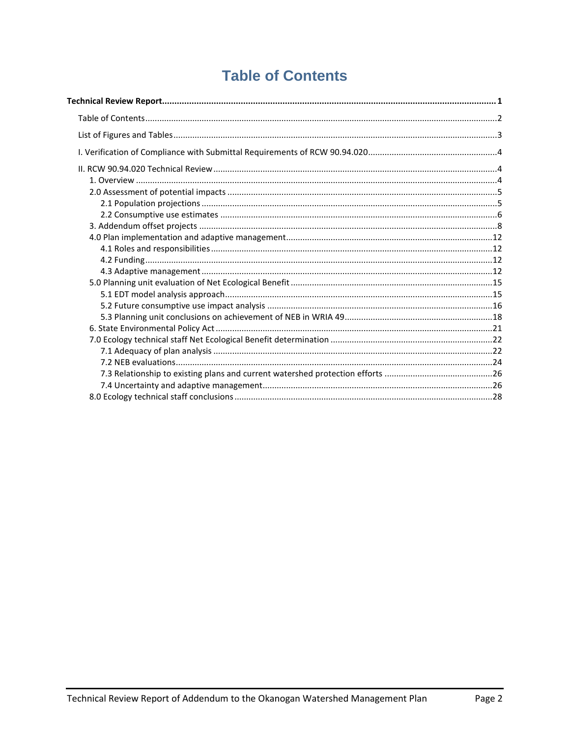# Table of Contents

**Technical Review Report ........ 1**

Table of Contents ........ 2

List of Figures and Tables ........ 3

I. Verification of Compliance with Submittal Requirements of RCW 90.94.020 ........ 4

II. RCW 90.94.020 Technical Review ........ 4

- 1. Overview ........ 4
- 2.0 Assessment of potential impacts ........ 5
  - 2.1 Population projections ........ 5
  - 2.2 Consumptive use estimates ........ 6
- 3. Addendum offset projects ........ 8
- 4.0 Plan implementation and adaptive management ........ 12
  - 4.1 Roles and responsibilities ........ 12
  - 4.2 Funding ........ 12
  - 4.3 Adaptive management ........ 12
- 5.0 Planning unit evaluation of Net Ecological Benefit ........ 15
  - 5.1 EDT model analysis approach ........ 15
  - 5.2 Future consumptive use impact analysis ........ 16
  - 5.3 Planning unit conclusions on achievement of NEB in WRIA 49 ........ 18
- 6. State Environmental Policy Act ........ 21
- 7.0 Ecology technical staff Net Ecological Benefit determination ........ 22
  - 7.1 Adequacy of plan analysis ........ 22
  - 7.2 NEB evaluations ........ 24
  - 7.3 Relationship to existing plans and current watershed protection efforts ........ 26
  - 7.4 Uncertainty and adaptive management ........ 26
- 8.0 Ecology technical staff conclusions ........ 28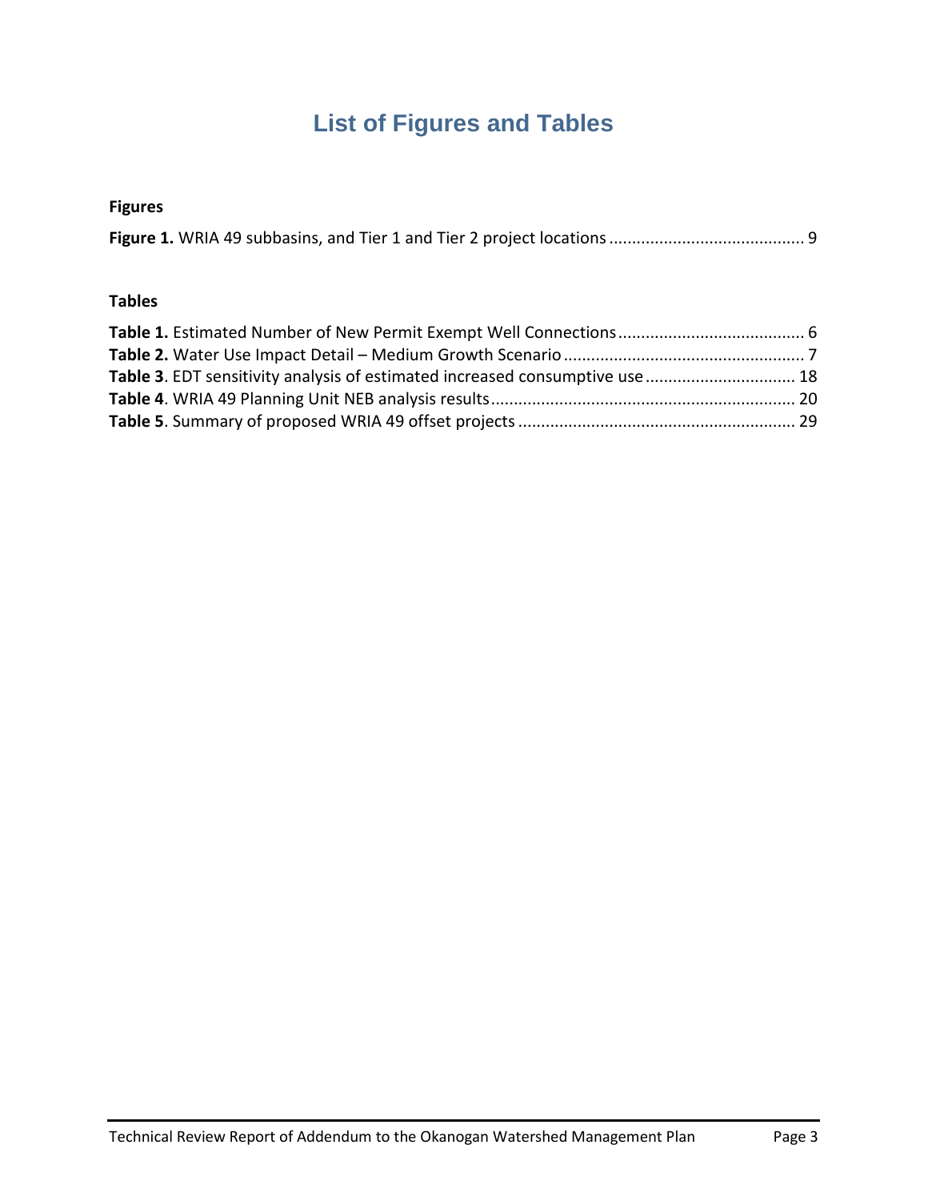# List of Figures and Tables

**Figures**

**Figure 1.** WRIA 49 subbasins, and Tier 1 and Tier 2 project locations ........................................... 9

**Tables**

**Table 1.** Estimated Number of New Permit Exempt Well Connections ......................................... 6
**Table 2.** Water Use Impact Detail – Medium Growth Scenario ..................................................... 7
**Table 3**. EDT sensitivity analysis of estimated increased consumptive use ................................. 18
**Table 4**. WRIA 49 Planning Unit NEB analysis results ................................................................... 20
**Table 5**. Summary of proposed WRIA 49 offset projects ............................................................. 29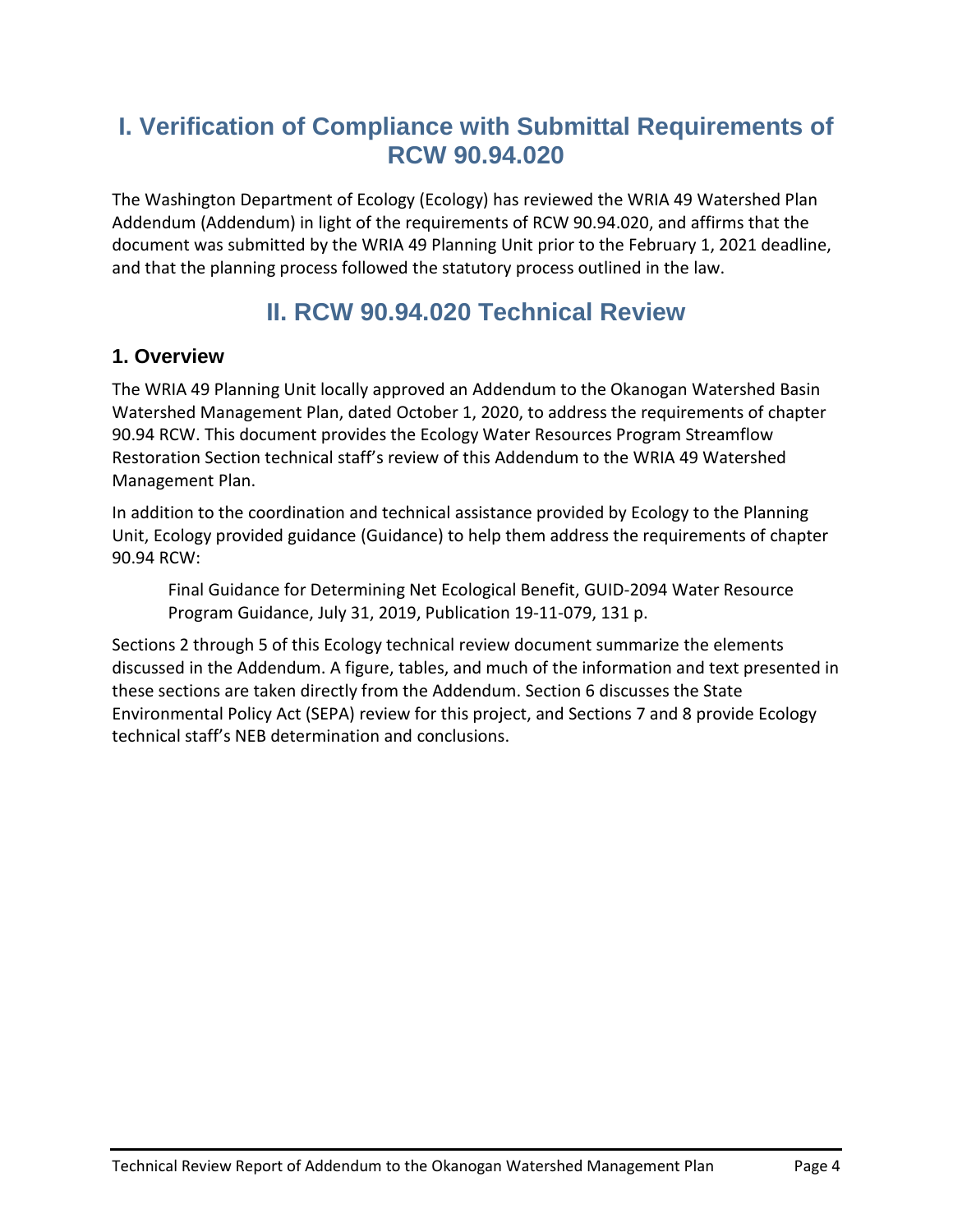# I. Verification of Compliance with Submittal Requirements of RCW 90.94.020

The Washington Department of Ecology (Ecology) has reviewed the WRIA 49 Watershed Plan Addendum (Addendum) in light of the requirements of RCW 90.94.020, and affirms that the document was submitted by the WRIA 49 Planning Unit prior to the February 1, 2021 deadline, and that the planning process followed the statutory process outlined in the law.

# II. RCW 90.94.020 Technical Review

## 1. Overview

The WRIA 49 Planning Unit locally approved an Addendum to the Okanogan Watershed Basin Watershed Management Plan, dated October 1, 2020, to address the requirements of chapter 90.94 RCW. This document provides the Ecology Water Resources Program Streamflow Restoration Section technical staff's review of this Addendum to the WRIA 49 Watershed Management Plan.

In addition to the coordination and technical assistance provided by Ecology to the Planning Unit, Ecology provided guidance (Guidance) to help them address the requirements of chapter 90.94 RCW:

> Final Guidance for Determining Net Ecological Benefit, GUID-2094 Water Resource Program Guidance, July 31, 2019, Publication 19-11-079, 131 p.

Sections 2 through 5 of this Ecology technical review document summarize the elements discussed in the Addendum. A figure, tables, and much of the information and text presented in these sections are taken directly from the Addendum. Section 6 discusses the State Environmental Policy Act (SEPA) review for this project, and Sections 7 and 8 provide Ecology technical staff's NEB determination and conclusions.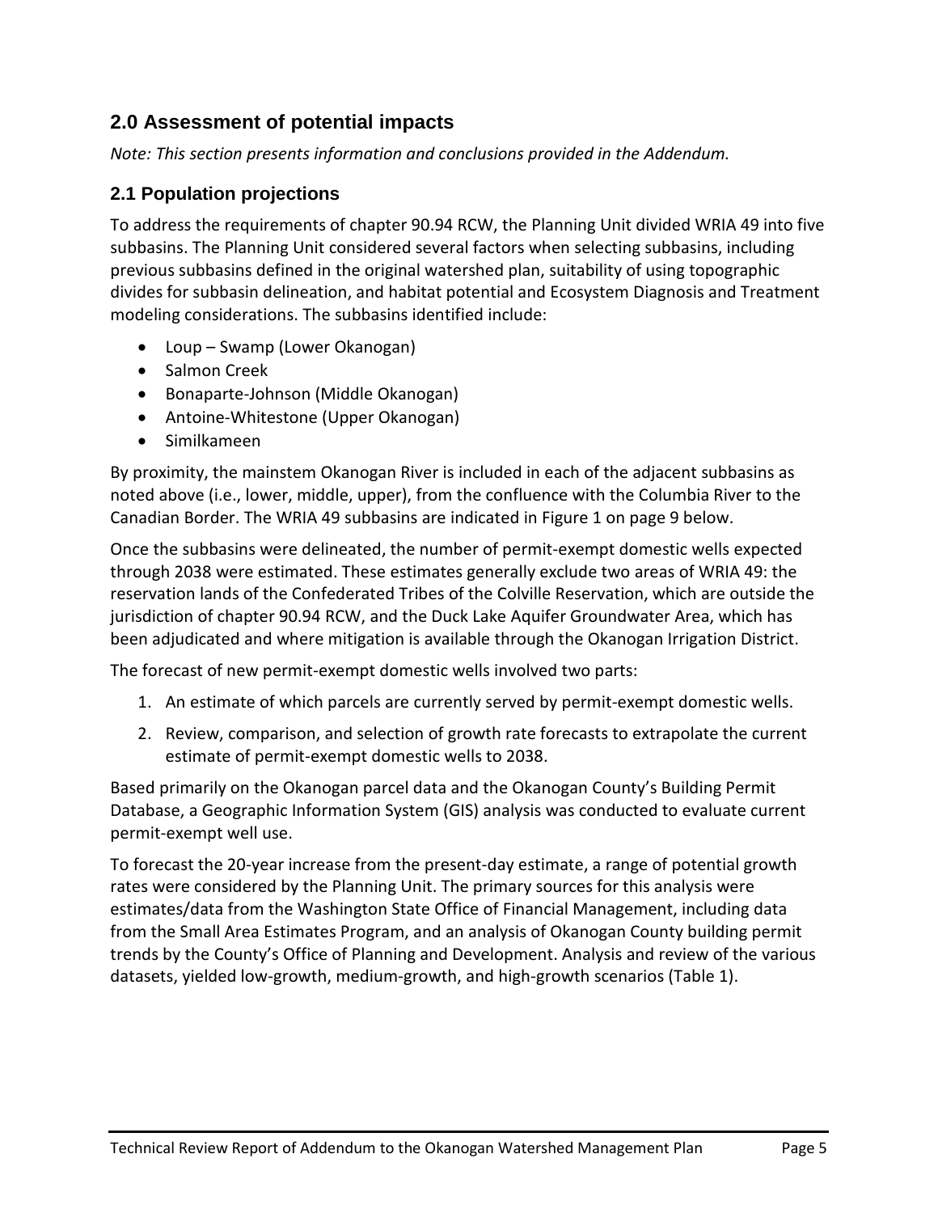## 2.0 Assessment of potential impacts

*Note: This section presents information and conclusions provided in the Addendum.*

### 2.1 Population projections

To address the requirements of chapter 90.94 RCW, the Planning Unit divided WRIA 49 into five subbasins. The Planning Unit considered several factors when selecting subbasins, including previous subbasins defined in the original watershed plan, suitability of using topographic divides for subbasin delineation, and habitat potential and Ecosystem Diagnosis and Treatment modeling considerations. The subbasins identified include:

- Loup – Swamp (Lower Okanogan)
- Salmon Creek
- Bonaparte-Johnson (Middle Okanogan)
- Antoine-Whitestone (Upper Okanogan)
- Similkameen

By proximity, the mainstem Okanogan River is included in each of the adjacent subbasins as noted above (i.e., lower, middle, upper), from the confluence with the Columbia River to the Canadian Border. The WRIA 49 subbasins are indicated in Figure 1 on page 9 below.

Once the subbasins were delineated, the number of permit-exempt domestic wells expected through 2038 were estimated. These estimates generally exclude two areas of WRIA 49: the reservation lands of the Confederated Tribes of the Colville Reservation, which are outside the jurisdiction of chapter 90.94 RCW, and the Duck Lake Aquifer Groundwater Area, which has been adjudicated and where mitigation is available through the Okanogan Irrigation District.

The forecast of new permit-exempt domestic wells involved two parts:

1. An estimate of which parcels are currently served by permit-exempt domestic wells.
2. Review, comparison, and selection of growth rate forecasts to extrapolate the current estimate of permit-exempt domestic wells to 2038.

Based primarily on the Okanogan parcel data and the Okanogan County's Building Permit Database, a Geographic Information System (GIS) analysis was conducted to evaluate current permit-exempt well use.

To forecast the 20-year increase from the present-day estimate, a range of potential growth rates were considered by the Planning Unit. The primary sources for this analysis were estimates/data from the Washington State Office of Financial Management, including data from the Small Area Estimates Program, and an analysis of Okanogan County building permit trends by the County's Office of Planning and Development. Analysis and review of the various datasets, yielded low-growth, medium-growth, and high-growth scenarios (Table 1).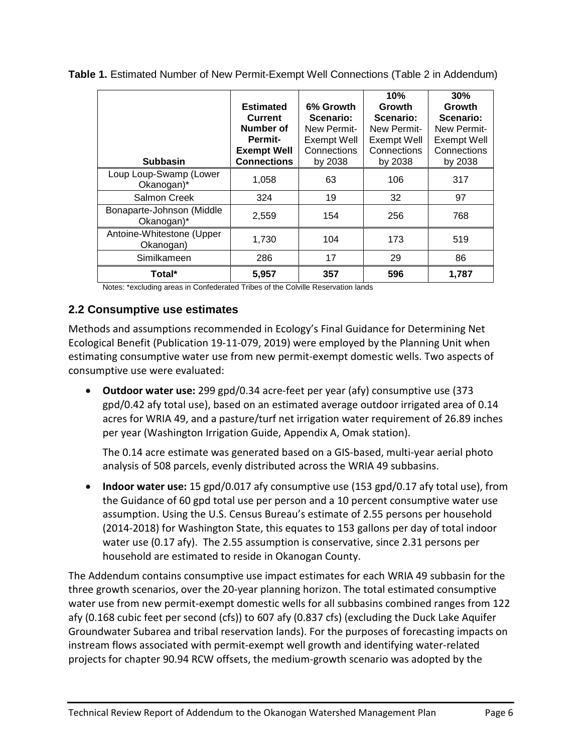**Table 1.** Estimated Number of New Permit-Exempt Well Connections (Table 2 in Addendum)

| Subbasin | Estimated Current Number of Permit-Exempt Well Connections | 6% Growth Scenario: New Permit-Exempt Well Connections by 2038 | 10% Growth Scenario: New Permit-Exempt Well Connections by 2038 | 30% Growth Scenario: New Permit-Exempt Well Connections by 2038 |
|---|---|---|---|---|
| Loup Loup-Swamp (Lower Okanogan)* | 1,058 | 63 | 106 | 317 |
| Salmon Creek | 324 | 19 | 32 | 97 |
| Bonaparte-Johnson (Middle Okanogan)* | 2,559 | 154 | 256 | 768 |
| Antoine-Whitestone (Upper Okanogan) | 1,730 | 104 | 173 | 519 |
| Similkameen | 286 | 17 | 29 | 86 |
| **Total*** | **5,957** | **357** | **596** | **1,787** |

Notes: *excluding areas in Confederated Tribes of the Colville Reservation lands

## 2.2 Consumptive use estimates

Methods and assumptions recommended in Ecology's Final Guidance for Determining Net Ecological Benefit (Publication 19-11-079, 2019) were employed by the Planning Unit when estimating consumptive water use from new permit-exempt domestic wells. Two aspects of consumptive use were evaluated:

- **Outdoor water use:** 299 gpd/0.34 acre-feet per year (afy) consumptive use (373 gpd/0.42 afy total use), based on an estimated average outdoor irrigated area of 0.14 acres for WRIA 49, and a pasture/turf net irrigation water requirement of 26.89 inches per year (Washington Irrigation Guide, Appendix A, Omak station).

  The 0.14 acre estimate was generated based on a GIS-based, multi-year aerial photo analysis of 508 parcels, evenly distributed across the WRIA 49 subbasins.

- **Indoor water use:** 15 gpd/0.017 afy consumptive use (153 gpd/0.17 afy total use), from the Guidance of 60 gpd total use per person and a 10 percent consumptive water use assumption. Using the U.S. Census Bureau's estimate of 2.55 persons per household (2014-2018) for Washington State, this equates to 153 gallons per day of total indoor water use (0.17 afy). The 2.55 assumption is conservative, since 2.31 persons per household are estimated to reside in Okanogan County.

The Addendum contains consumptive use impact estimates for each WRIA 49 subbasin for the three growth scenarios, over the 20-year planning horizon. The total estimated consumptive water use from new permit-exempt domestic wells for all subbasins combined ranges from 122 afy (0.168 cubic feet per second (cfs)) to 607 afy (0.837 cfs) (excluding the Duck Lake Aquifer Groundwater Subarea and tribal reservation lands). For the purposes of forecasting impacts on instream flows associated with permit-exempt well growth and identifying water-related projects for chapter 90.94 RCW offsets, the medium-growth scenario was adopted by the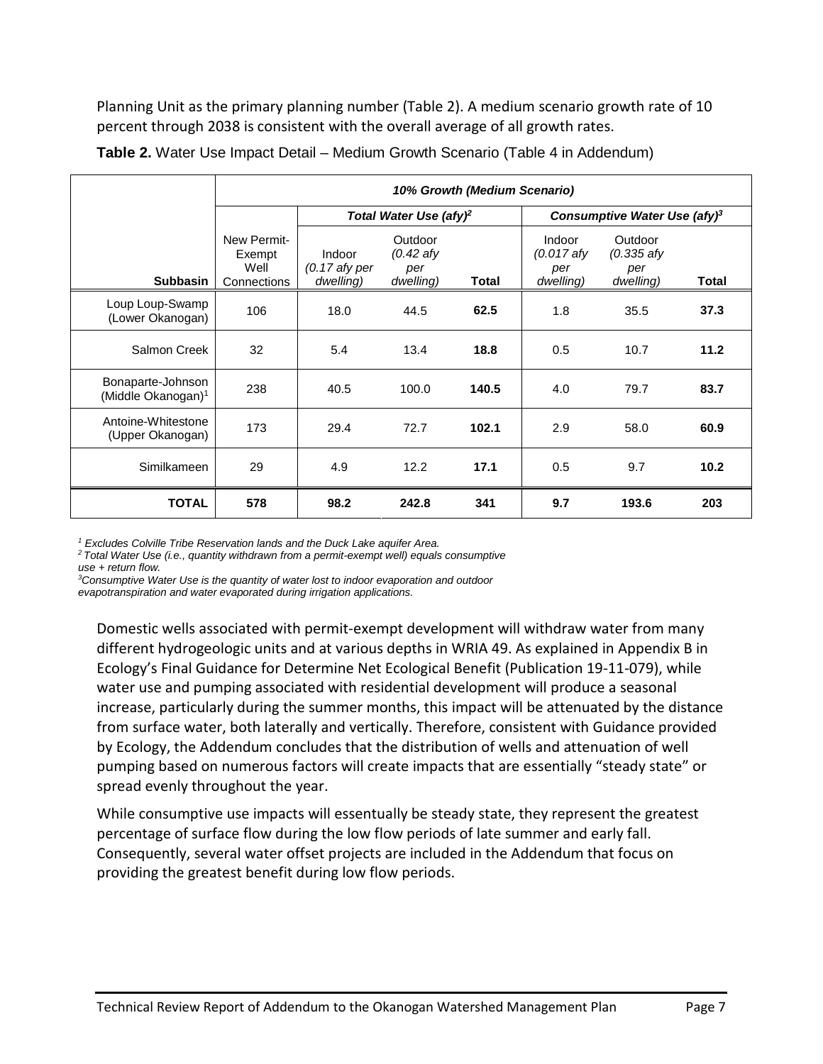Planning Unit as the primary planning number (Table 2). A medium scenario growth rate of 10 percent through 2038 is consistent with the overall average of all growth rates.

**Table 2.** Water Use Impact Detail – Medium Growth Scenario (Table 4 in Addendum)

| | *10% Growth (Medium Scenario)* | | | | | | |
|---|---|---|---|---|---|---|---|
| | | *Total Water Use (afy)*[2] | | | *Consumptive Water Use (afy)*[3] | | |
| **Subbasin** | New Permit-Exempt Well Connections | Indoor *(0.17 afy per dwelling)* | Outdoor *(0.42 afy per dwelling)* | **Total** | Indoor *(0.017 afy per dwelling)* | Outdoor *(0.335 afy per dwelling)* | **Total** |
| Loup Loup-Swamp (Lower Okanogan) | 106 | 18.0 | 44.5 | **62.5** | 1.8 | 35.5 | **37.3** |
| Salmon Creek | 32 | 5.4 | 13.4 | **18.8** | 0.5 | 10.7 | **11.2** |
| Bonaparte-Johnson (Middle Okanogan)[1] | 238 | 40.5 | 100.0 | **140.5** | 4.0 | 79.7 | **83.7** |
| Antoine-Whitestone (Upper Okanogan) | 173 | 29.4 | 72.7 | **102.1** | 2.9 | 58.0 | **60.9** |
| Similkameen | 29 | 4.9 | 12.2 | **17.1** | 0.5 | 9.7 | **10.2** |
| **TOTAL** | **578** | **98.2** | **242.8** | **341** | **9.7** | **193.6** | **203** |

*[1] Excludes Colville Tribe Reservation lands and the Duck Lake aquifer Area.*
*[2] Total Water Use (i.e., quantity withdrawn from a permit-exempt well) equals consumptive use + return flow.*
*[3] Consumptive Water Use is the quantity of water lost to indoor evaporation and outdoor evapotranspiration and water evaporated during irrigation applications.*

Domestic wells associated with permit-exempt development will withdraw water from many different hydrogeologic units and at various depths in WRIA 49. As explained in Appendix B in Ecology's Final Guidance for Determine Net Ecological Benefit (Publication 19-11-079), while water use and pumping associated with residential development will produce a seasonal increase, particularly during the summer months, this impact will be attenuated by the distance from surface water, both laterally and vertically. Therefore, consistent with Guidance provided by Ecology, the Addendum concludes that the distribution of wells and attenuation of well pumping based on numerous factors will create impacts that are essentially "steady state" or spread evenly throughout the year.

While consumptive use impacts will essentually be steady state, they represent the greatest percentage of surface flow during the low flow periods of late summer and early fall. Consequently, several water offset projects are included in the Addendum that focus on providing the greatest benefit during low flow periods.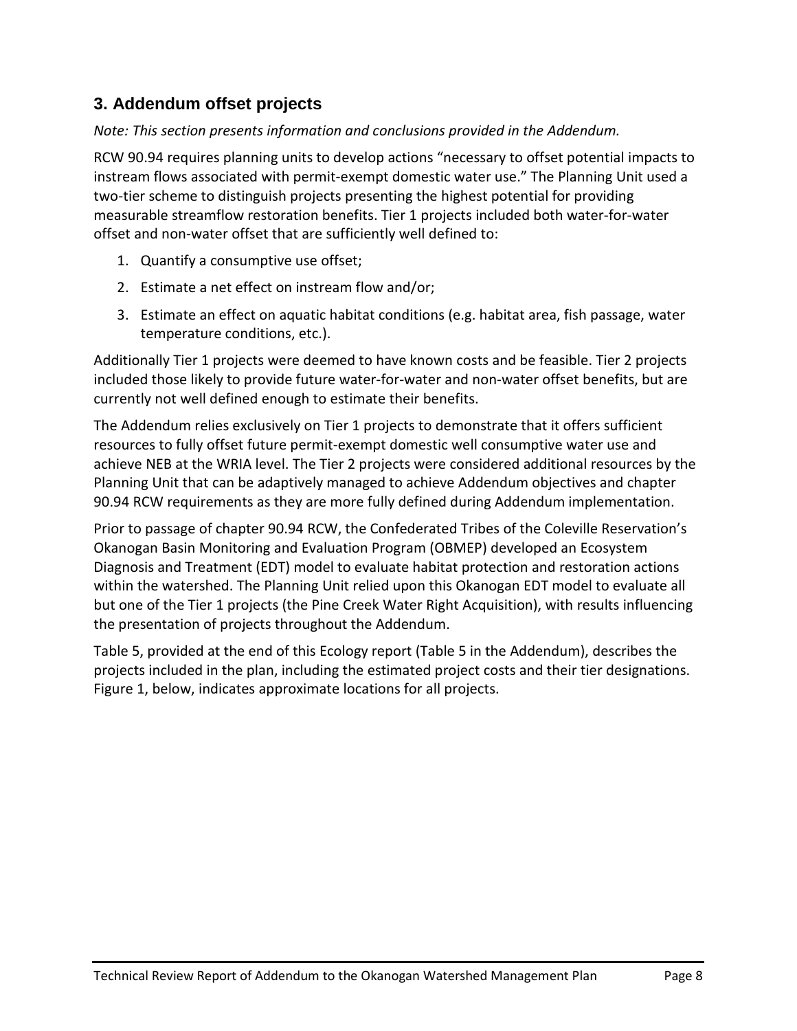## 3. Addendum offset projects

*Note: This section presents information and conclusions provided in the Addendum.*

RCW 90.94 requires planning units to develop actions "necessary to offset potential impacts to instream flows associated with permit-exempt domestic water use." The Planning Unit used a two-tier scheme to distinguish projects presenting the highest potential for providing measurable streamflow restoration benefits. Tier 1 projects included both water-for-water offset and non-water offset that are sufficiently well defined to:

1. Quantify a consumptive use offset;
2. Estimate a net effect on instream flow and/or;
3. Estimate an effect on aquatic habitat conditions (e.g. habitat area, fish passage, water temperature conditions, etc.).

Additionally Tier 1 projects were deemed to have known costs and be feasible. Tier 2 projects included those likely to provide future water-for-water and non-water offset benefits, but are currently not well defined enough to estimate their benefits.

The Addendum relies exclusively on Tier 1 projects to demonstrate that it offers sufficient resources to fully offset future permit-exempt domestic well consumptive water use and achieve NEB at the WRIA level. The Tier 2 projects were considered additional resources by the Planning Unit that can be adaptively managed to achieve Addendum objectives and chapter 90.94 RCW requirements as they are more fully defined during Addendum implementation.

Prior to passage of chapter 90.94 RCW, the Confederated Tribes of the Coleville Reservation's Okanogan Basin Monitoring and Evaluation Program (OBMEP) developed an Ecosystem Diagnosis and Treatment (EDT) model to evaluate habitat protection and restoration actions within the watershed. The Planning Unit relied upon this Okanogan EDT model to evaluate all but one of the Tier 1 projects (the Pine Creek Water Right Acquisition), with results influencing the presentation of projects throughout the Addendum.

Table 5, provided at the end of this Ecology report (Table 5 in the Addendum), describes the projects included in the plan, including the estimated project costs and their tier designations. Figure 1, below, indicates approximate locations for all projects.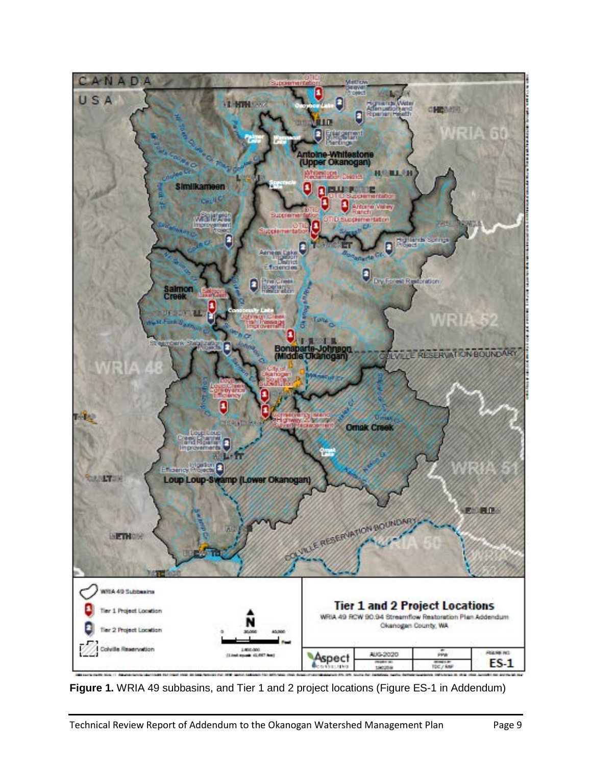**Figure 1.** WRIA 49 subbasins, and Tier 1 and 2 project locations (Figure ES-1 in Addendum)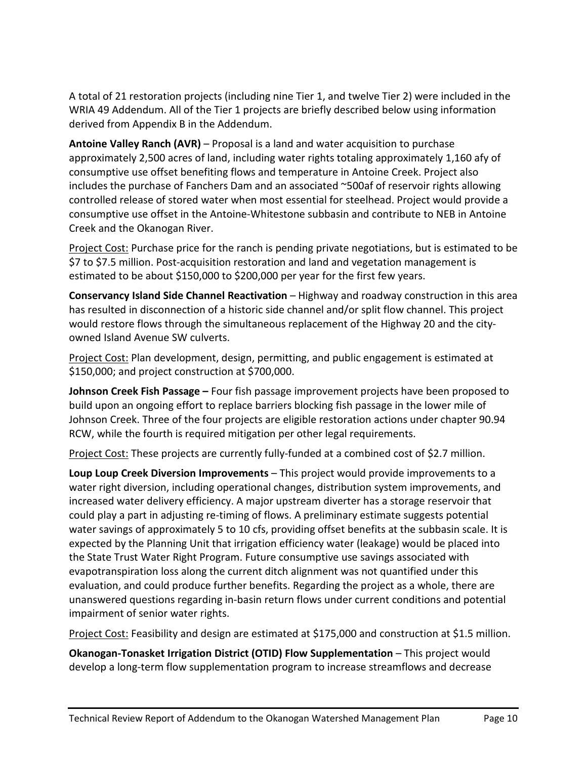A total of 21 restoration projects (including nine Tier 1, and twelve Tier 2) were included in the WRIA 49 Addendum. All of the Tier 1 projects are briefly described below using information derived from Appendix B in the Addendum.

**Antoine Valley Ranch (AVR)** – Proposal is a land and water acquisition to purchase approximately 2,500 acres of land, including water rights totaling approximately 1,160 afy of consumptive use offset benefiting flows and temperature in Antoine Creek. Project also includes the purchase of Fanchers Dam and an associated ~500af of reservoir rights allowing controlled release of stored water when most essential for steelhead. Project would provide a consumptive use offset in the Antoine-Whitestone subbasin and contribute to NEB in Antoine Creek and the Okanogan River.

Project Cost: Purchase price for the ranch is pending private negotiations, but is estimated to be $7 to $7.5 million. Post-acquisition restoration and land and vegetation management is estimated to be about $150,000 to $200,000 per year for the first few years.

**Conservancy Island Side Channel Reactivation** – Highway and roadway construction in this area has resulted in disconnection of a historic side channel and/or split flow channel. This project would restore flows through the simultaneous replacement of the Highway 20 and the city-owned Island Avenue SW culverts.

Project Cost: Plan development, design, permitting, and public engagement is estimated at $150,000; and project construction at $700,000.

**Johnson Creek Fish Passage –** Four fish passage improvement projects have been proposed to build upon an ongoing effort to replace barriers blocking fish passage in the lower mile of Johnson Creek. Three of the four projects are eligible restoration actions under chapter 90.94 RCW, while the fourth is required mitigation per other legal requirements.

Project Cost: These projects are currently fully-funded at a combined cost of $2.7 million.

**Loup Loup Creek Diversion Improvements** – This project would provide improvements to a water right diversion, including operational changes, distribution system improvements, and increased water delivery efficiency. A major upstream diverter has a storage reservoir that could play a part in adjusting re-timing of flows. A preliminary estimate suggests potential water savings of approximately 5 to 10 cfs, providing offset benefits at the subbasin scale. It is expected by the Planning Unit that irrigation efficiency water (leakage) would be placed into the State Trust Water Right Program. Future consumptive use savings associated with evapotranspiration loss along the current ditch alignment was not quantified under this evaluation, and could produce further benefits. Regarding the project as a whole, there are unanswered questions regarding in-basin return flows under current conditions and potential impairment of senior water rights.

Project Cost: Feasibility and design are estimated at $175,000 and construction at $1.5 million.

**Okanogan-Tonasket Irrigation District (OTID) Flow Supplementation** – This project would develop a long-term flow supplementation program to increase streamflows and decrease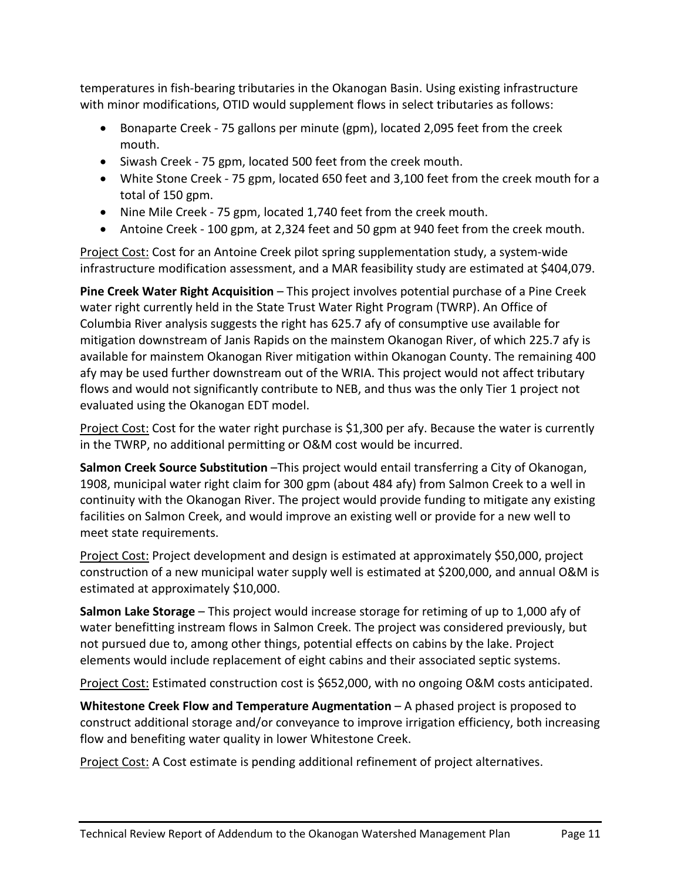temperatures in fish-bearing tributaries in the Okanogan Basin. Using existing infrastructure with minor modifications, OTID would supplement flows in select tributaries as follows:

- Bonaparte Creek - 75 gallons per minute (gpm), located 2,095 feet from the creek mouth.
- Siwash Creek - 75 gpm, located 500 feet from the creek mouth.
- White Stone Creek - 75 gpm, located 650 feet and 3,100 feet from the creek mouth for a total of 150 gpm.
- Nine Mile Creek - 75 gpm, located 1,740 feet from the creek mouth.
- Antoine Creek - 100 gpm, at 2,324 feet and 50 gpm at 940 feet from the creek mouth.

<u>Project Cost:</u> Cost for an Antoine Creek pilot spring supplementation study, a system-wide infrastructure modification assessment, and a MAR feasibility study are estimated at $404,079.

**Pine Creek Water Right Acquisition** – This project involves potential purchase of a Pine Creek water right currently held in the State Trust Water Right Program (TWRP). An Office of Columbia River analysis suggests the right has 625.7 afy of consumptive use available for mitigation downstream of Janis Rapids on the mainstem Okanogan River, of which 225.7 afy is available for mainstem Okanogan River mitigation within Okanogan County. The remaining 400 afy may be used further downstream out of the WRIA. This project would not affect tributary flows and would not significantly contribute to NEB, and thus was the only Tier 1 project not evaluated using the Okanogan EDT model.

<u>Project Cost:</u> Cost for the water right purchase is $1,300 per afy. Because the water is currently in the TWRP, no additional permitting or O&M cost would be incurred.

**Salmon Creek Source Substitution** –This project would entail transferring a City of Okanogan, 1908, municipal water right claim for 300 gpm (about 484 afy) from Salmon Creek to a well in continuity with the Okanogan River. The project would provide funding to mitigate any existing facilities on Salmon Creek, and would improve an existing well or provide for a new well to meet state requirements.

<u>Project Cost:</u> Project development and design is estimated at approximately $50,000, project construction of a new municipal water supply well is estimated at $200,000, and annual O&M is estimated at approximately $10,000.

**Salmon Lake Storage** – This project would increase storage for retiming of up to 1,000 afy of water benefitting instream flows in Salmon Creek. The project was considered previously, but not pursued due to, among other things, potential effects on cabins by the lake. Project elements would include replacement of eight cabins and their associated septic systems.

<u>Project Cost:</u> Estimated construction cost is $652,000, with no ongoing O&M costs anticipated.

**Whitestone Creek Flow and Temperature Augmentation** – A phased project is proposed to construct additional storage and/or conveyance to improve irrigation efficiency, both increasing flow and benefiting water quality in lower Whitestone Creek.

<u>Project Cost:</u> A Cost estimate is pending additional refinement of project alternatives.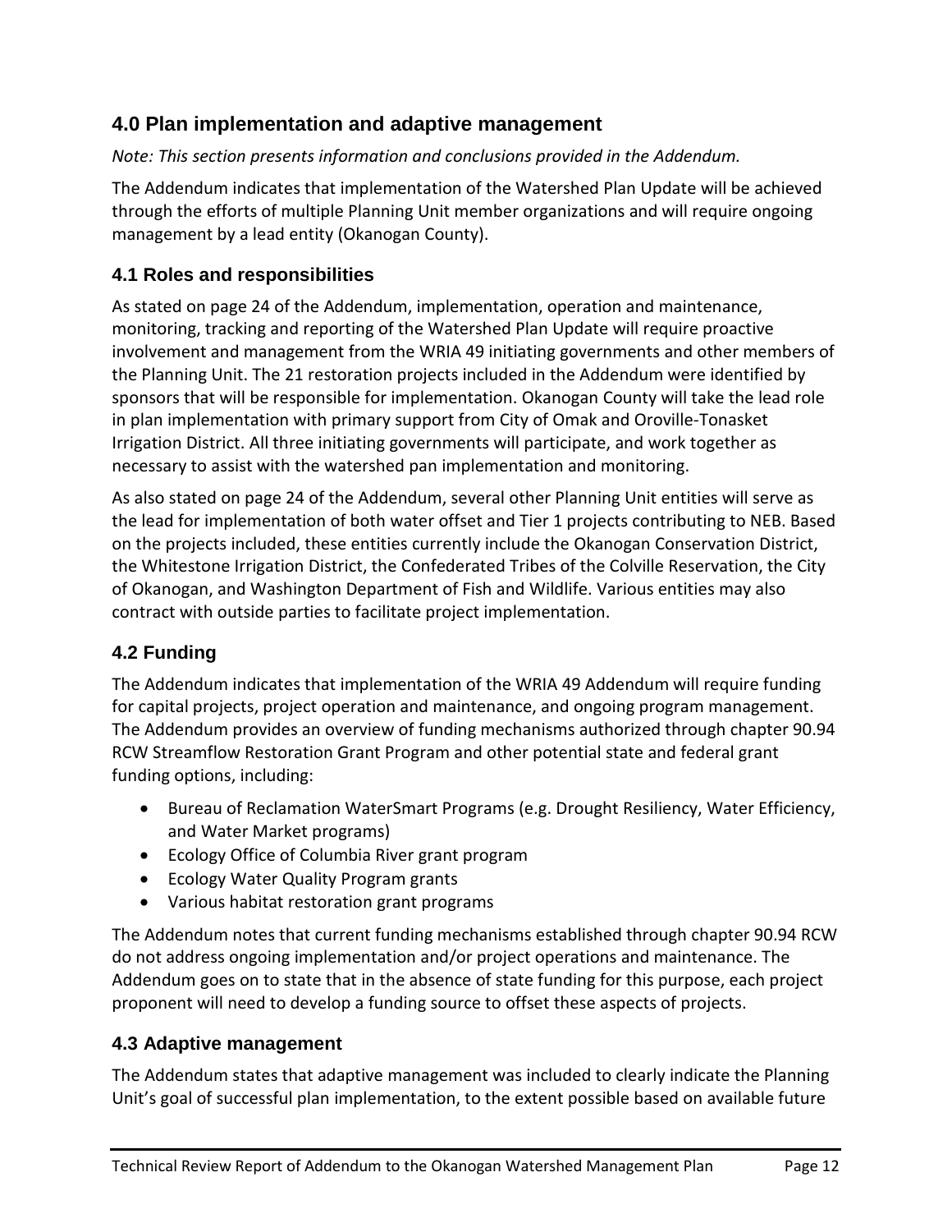## 4.0 Plan implementation and adaptive management

*Note: This section presents information and conclusions provided in the Addendum.*

The Addendum indicates that implementation of the Watershed Plan Update will be achieved through the efforts of multiple Planning Unit member organizations and will require ongoing management by a lead entity (Okanogan County).

### 4.1 Roles and responsibilities

As stated on page 24 of the Addendum, implementation, operation and maintenance, monitoring, tracking and reporting of the Watershed Plan Update will require proactive involvement and management from the WRIA 49 initiating governments and other members of the Planning Unit. The 21 restoration projects included in the Addendum were identified by sponsors that will be responsible for implementation. Okanogan County will take the lead role in plan implementation with primary support from City of Omak and Oroville-Tonasket Irrigation District. All three initiating governments will participate, and work together as necessary to assist with the watershed pan implementation and monitoring.

As also stated on page 24 of the Addendum, several other Planning Unit entities will serve as the lead for implementation of both water offset and Tier 1 projects contributing to NEB. Based on the projects included, these entities currently include the Okanogan Conservation District, the Whitestone Irrigation District, the Confederated Tribes of the Colville Reservation, the City of Okanogan, and Washington Department of Fish and Wildlife. Various entities may also contract with outside parties to facilitate project implementation.

### 4.2 Funding

The Addendum indicates that implementation of the WRIA 49 Addendum will require funding for capital projects, project operation and maintenance, and ongoing program management. The Addendum provides an overview of funding mechanisms authorized through chapter 90.94 RCW Streamflow Restoration Grant Program and other potential state and federal grant funding options, including:

- Bureau of Reclamation WaterSmart Programs (e.g. Drought Resiliency, Water Efficiency, and Water Market programs)
- Ecology Office of Columbia River grant program
- Ecology Water Quality Program grants
- Various habitat restoration grant programs

The Addendum notes that current funding mechanisms established through chapter 90.94 RCW do not address ongoing implementation and/or project operations and maintenance. The Addendum goes on to state that in the absence of state funding for this purpose, each project proponent will need to develop a funding source to offset these aspects of projects.

### 4.3 Adaptive management

The Addendum states that adaptive management was included to clearly indicate the Planning Unit's goal of successful plan implementation, to the extent possible based on available future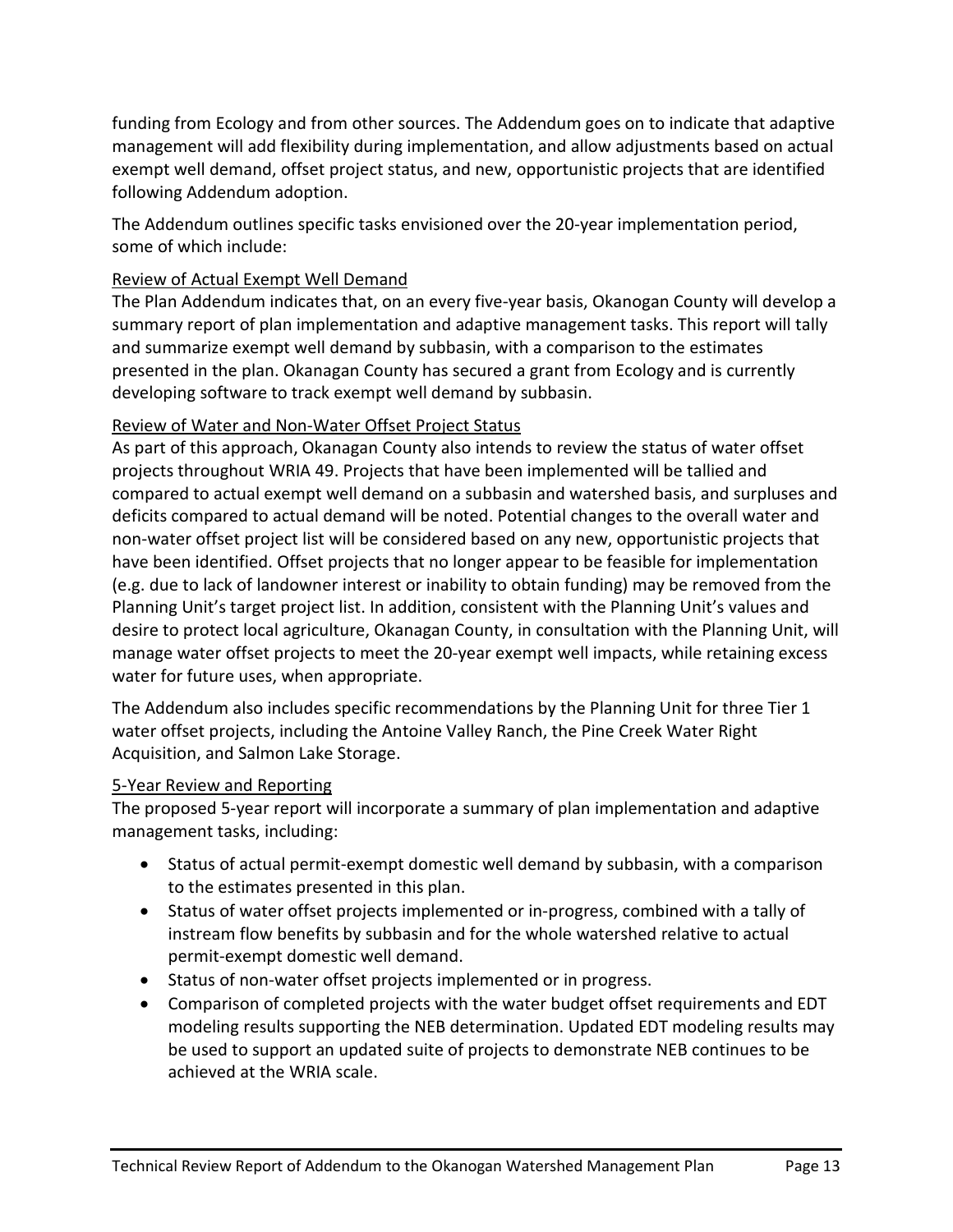funding from Ecology and from other sources. The Addendum goes on to indicate that adaptive management will add flexibility during implementation, and allow adjustments based on actual exempt well demand, offset project status, and new, opportunistic projects that are identified following Addendum adoption.

The Addendum outlines specific tasks envisioned over the 20-year implementation period, some of which include:

<u>Review of Actual Exempt Well Demand</u>

The Plan Addendum indicates that, on an every five-year basis, Okanogan County will develop a summary report of plan implementation and adaptive management tasks. This report will tally and summarize exempt well demand by subbasin, with a comparison to the estimates presented in the plan. Okanagan County has secured a grant from Ecology and is currently developing software to track exempt well demand by subbasin.

<u>Review of Water and Non-Water Offset Project Status</u>

As part of this approach, Okanagan County also intends to review the status of water offset projects throughout WRIA 49. Projects that have been implemented will be tallied and compared to actual exempt well demand on a subbasin and watershed basis, and surpluses and deficits compared to actual demand will be noted. Potential changes to the overall water and non-water offset project list will be considered based on any new, opportunistic projects that have been identified. Offset projects that no longer appear to be feasible for implementation (e.g. due to lack of landowner interest or inability to obtain funding) may be removed from the Planning Unit's target project list. In addition, consistent with the Planning Unit's values and desire to protect local agriculture, Okanagan County, in consultation with the Planning Unit, will manage water offset projects to meet the 20-year exempt well impacts, while retaining excess water for future uses, when appropriate.

The Addendum also includes specific recommendations by the Planning Unit for three Tier 1 water offset projects, including the Antoine Valley Ranch, the Pine Creek Water Right Acquisition, and Salmon Lake Storage.

<u>5-Year Review and Reporting</u>

The proposed 5-year report will incorporate a summary of plan implementation and adaptive management tasks, including:

- Status of actual permit-exempt domestic well demand by subbasin, with a comparison to the estimates presented in this plan.
- Status of water offset projects implemented or in-progress, combined with a tally of instream flow benefits by subbasin and for the whole watershed relative to actual permit-exempt domestic well demand.
- Status of non-water offset projects implemented or in progress.
- Comparison of completed projects with the water budget offset requirements and EDT modeling results supporting the NEB determination. Updated EDT modeling results may be used to support an updated suite of projects to demonstrate NEB continues to be achieved at the WRIA scale.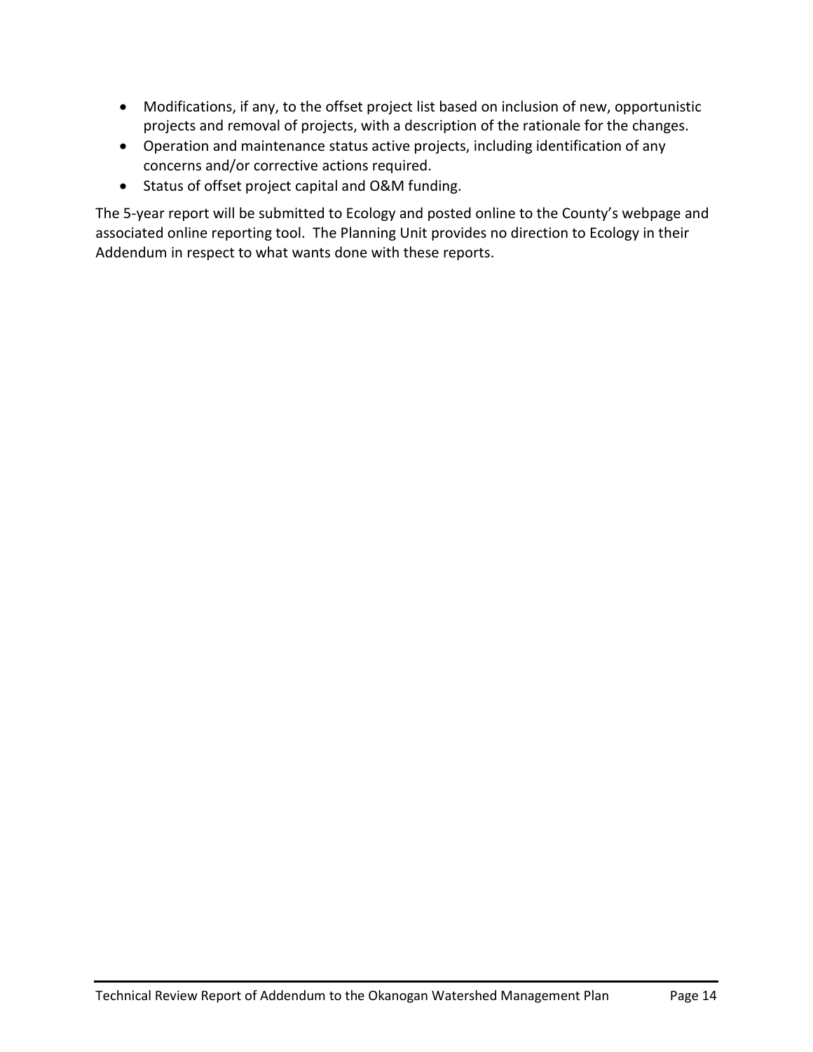- Modifications, if any, to the offset project list based on inclusion of new, opportunistic projects and removal of projects, with a description of the rationale for the changes.
- Operation and maintenance status active projects, including identification of any concerns and/or corrective actions required.
- Status of offset project capital and O&M funding.

The 5-year report will be submitted to Ecology and posted online to the County's webpage and associated online reporting tool. The Planning Unit provides no direction to Ecology in their Addendum in respect to what wants done with these reports.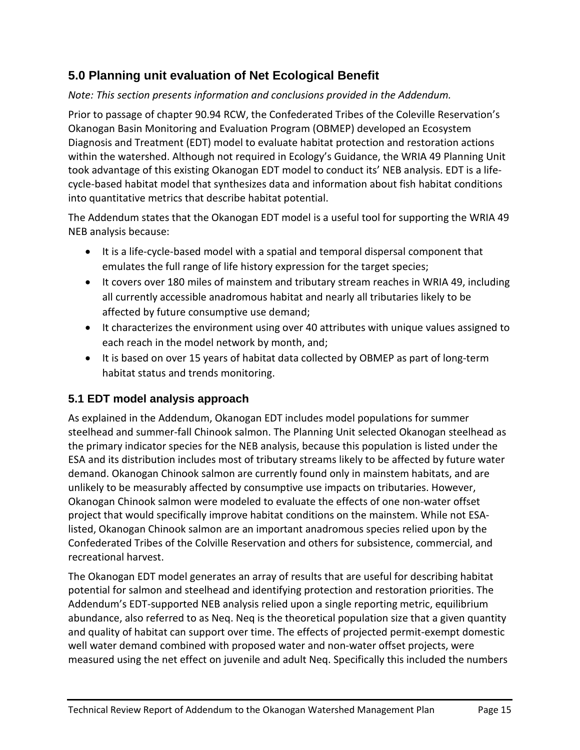## 5.0 Planning unit evaluation of Net Ecological Benefit

*Note: This section presents information and conclusions provided in the Addendum.*

Prior to passage of chapter 90.94 RCW, the Confederated Tribes of the Coleville Reservation's Okanogan Basin Monitoring and Evaluation Program (OBMEP) developed an Ecosystem Diagnosis and Treatment (EDT) model to evaluate habitat protection and restoration actions within the watershed. Although not required in Ecology's Guidance, the WRIA 49 Planning Unit took advantage of this existing Okanogan EDT model to conduct its' NEB analysis. EDT is a life-cycle-based habitat model that synthesizes data and information about fish habitat conditions into quantitative metrics that describe habitat potential.

The Addendum states that the Okanogan EDT model is a useful tool for supporting the WRIA 49 NEB analysis because:

- It is a life-cycle-based model with a spatial and temporal dispersal component that emulates the full range of life history expression for the target species;
- It covers over 180 miles of mainstem and tributary stream reaches in WRIA 49, including all currently accessible anadromous habitat and nearly all tributaries likely to be affected by future consumptive use demand;
- It characterizes the environment using over 40 attributes with unique values assigned to each reach in the model network by month, and;
- It is based on over 15 years of habitat data collected by OBMEP as part of long-term habitat status and trends monitoring.

### 5.1 EDT model analysis approach

As explained in the Addendum, Okanogan EDT includes model populations for summer steelhead and summer-fall Chinook salmon. The Planning Unit selected Okanogan steelhead as the primary indicator species for the NEB analysis, because this population is listed under the ESA and its distribution includes most of tributary streams likely to be affected by future water demand. Okanogan Chinook salmon are currently found only in mainstem habitats, and are unlikely to be measurably affected by consumptive use impacts on tributaries. However, Okanogan Chinook salmon were modeled to evaluate the effects of one non-water offset project that would specifically improve habitat conditions on the mainstem. While not ESA-listed, Okanogan Chinook salmon are an important anadromous species relied upon by the Confederated Tribes of the Colville Reservation and others for subsistence, commercial, and recreational harvest.

The Okanogan EDT model generates an array of results that are useful for describing habitat potential for salmon and steelhead and identifying protection and restoration priorities. The Addendum's EDT-supported NEB analysis relied upon a single reporting metric, equilibrium abundance, also referred to as Neq. Neq is the theoretical population size that a given quantity and quality of habitat can support over time. The effects of projected permit-exempt domestic well water demand combined with proposed water and non-water offset projects, were measured using the net effect on juvenile and adult Neq. Specifically this included the numbers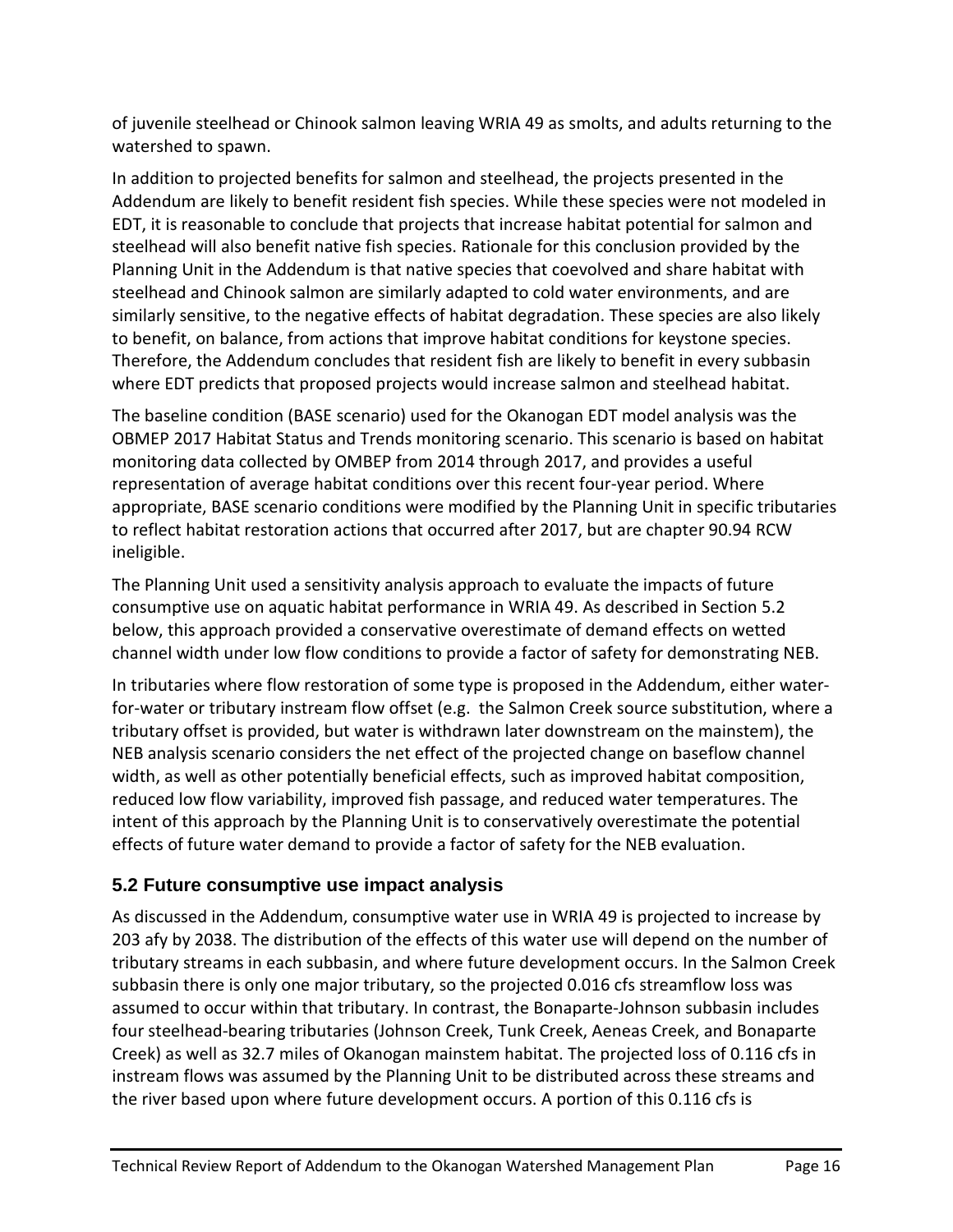of juvenile steelhead or Chinook salmon leaving WRIA 49 as smolts, and adults returning to the watershed to spawn.

In addition to projected benefits for salmon and steelhead, the projects presented in the Addendum are likely to benefit resident fish species. While these species were not modeled in EDT, it is reasonable to conclude that projects that increase habitat potential for salmon and steelhead will also benefit native fish species. Rationale for this conclusion provided by the Planning Unit in the Addendum is that native species that coevolved and share habitat with steelhead and Chinook salmon are similarly adapted to cold water environments, and are similarly sensitive, to the negative effects of habitat degradation. These species are also likely to benefit, on balance, from actions that improve habitat conditions for keystone species. Therefore, the Addendum concludes that resident fish are likely to benefit in every subbasin where EDT predicts that proposed projects would increase salmon and steelhead habitat.

The baseline condition (BASE scenario) used for the Okanogan EDT model analysis was the OBMEP 2017 Habitat Status and Trends monitoring scenario. This scenario is based on habitat monitoring data collected by OMBEP from 2014 through 2017, and provides a useful representation of average habitat conditions over this recent four-year period. Where appropriate, BASE scenario conditions were modified by the Planning Unit in specific tributaries to reflect habitat restoration actions that occurred after 2017, but are chapter 90.94 RCW ineligible.

The Planning Unit used a sensitivity analysis approach to evaluate the impacts of future consumptive use on aquatic habitat performance in WRIA 49. As described in Section 5.2 below, this approach provided a conservative overestimate of demand effects on wetted channel width under low flow conditions to provide a factor of safety for demonstrating NEB.

In tributaries where flow restoration of some type is proposed in the Addendum, either water-for-water or tributary instream flow offset (e.g. the Salmon Creek source substitution, where a tributary offset is provided, but water is withdrawn later downstream on the mainstem), the NEB analysis scenario considers the net effect of the projected change on baseflow channel width, as well as other potentially beneficial effects, such as improved habitat composition, reduced low flow variability, improved fish passage, and reduced water temperatures. The intent of this approach by the Planning Unit is to conservatively overestimate the potential effects of future water demand to provide a factor of safety for the NEB evaluation.

## 5.2 Future consumptive use impact analysis

As discussed in the Addendum, consumptive water use in WRIA 49 is projected to increase by 203 afy by 2038. The distribution of the effects of this water use will depend on the number of tributary streams in each subbasin, and where future development occurs. In the Salmon Creek subbasin there is only one major tributary, so the projected 0.016 cfs streamflow loss was assumed to occur within that tributary. In contrast, the Bonaparte-Johnson subbasin includes four steelhead-bearing tributaries (Johnson Creek, Tunk Creek, Aeneas Creek, and Bonaparte Creek) as well as 32.7 miles of Okanogan mainstem habitat. The projected loss of 0.116 cfs in instream flows was assumed by the Planning Unit to be distributed across these streams and the river based upon where future development occurs. A portion of this 0.116 cfs is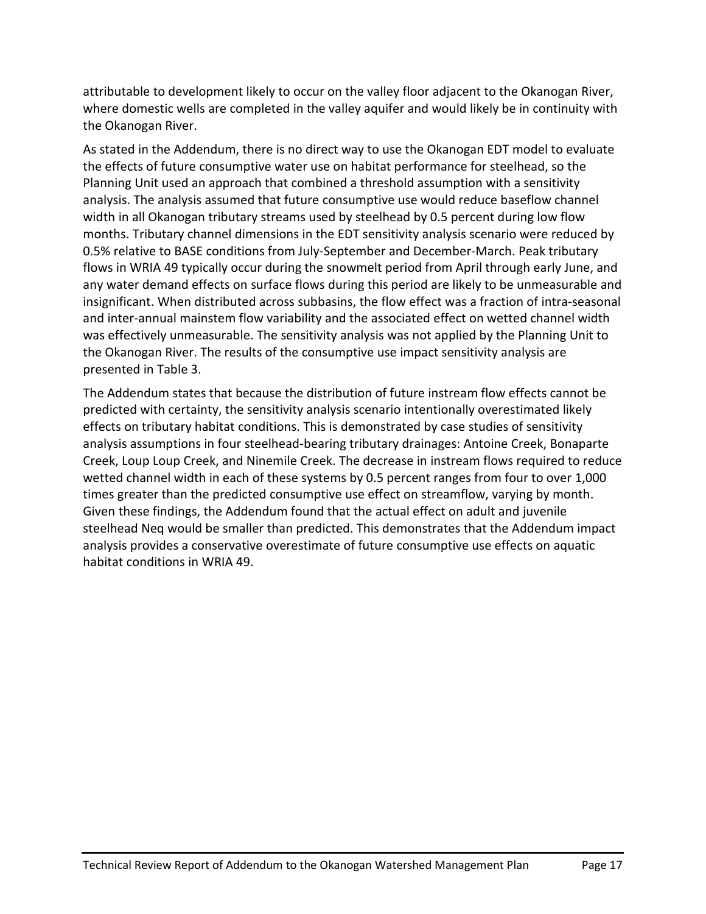attributable to development likely to occur on the valley floor adjacent to the Okanogan River, where domestic wells are completed in the valley aquifer and would likely be in continuity with the Okanogan River.

As stated in the Addendum, there is no direct way to use the Okanogan EDT model to evaluate the effects of future consumptive water use on habitat performance for steelhead, so the Planning Unit used an approach that combined a threshold assumption with a sensitivity analysis. The analysis assumed that future consumptive use would reduce baseflow channel width in all Okanogan tributary streams used by steelhead by 0.5 percent during low flow months. Tributary channel dimensions in the EDT sensitivity analysis scenario were reduced by 0.5% relative to BASE conditions from July-September and December-March. Peak tributary flows in WRIA 49 typically occur during the snowmelt period from April through early June, and any water demand effects on surface flows during this period are likely to be unmeasurable and insignificant. When distributed across subbasins, the flow effect was a fraction of intra-seasonal and inter-annual mainstem flow variability and the associated effect on wetted channel width was effectively unmeasurable. The sensitivity analysis was not applied by the Planning Unit to the Okanogan River. The results of the consumptive use impact sensitivity analysis are presented in Table 3.

The Addendum states that because the distribution of future instream flow effects cannot be predicted with certainty, the sensitivity analysis scenario intentionally overestimated likely effects on tributary habitat conditions. This is demonstrated by case studies of sensitivity analysis assumptions in four steelhead-bearing tributary drainages: Antoine Creek, Bonaparte Creek, Loup Loup Creek, and Ninemile Creek. The decrease in instream flows required to reduce wetted channel width in each of these systems by 0.5 percent ranges from four to over 1,000 times greater than the predicted consumptive use effect on streamflow, varying by month. Given these findings, the Addendum found that the actual effect on adult and juvenile steelhead Neq would be smaller than predicted. This demonstrates that the Addendum impact analysis provides a conservative overestimate of future consumptive use effects on aquatic habitat conditions in WRIA 49.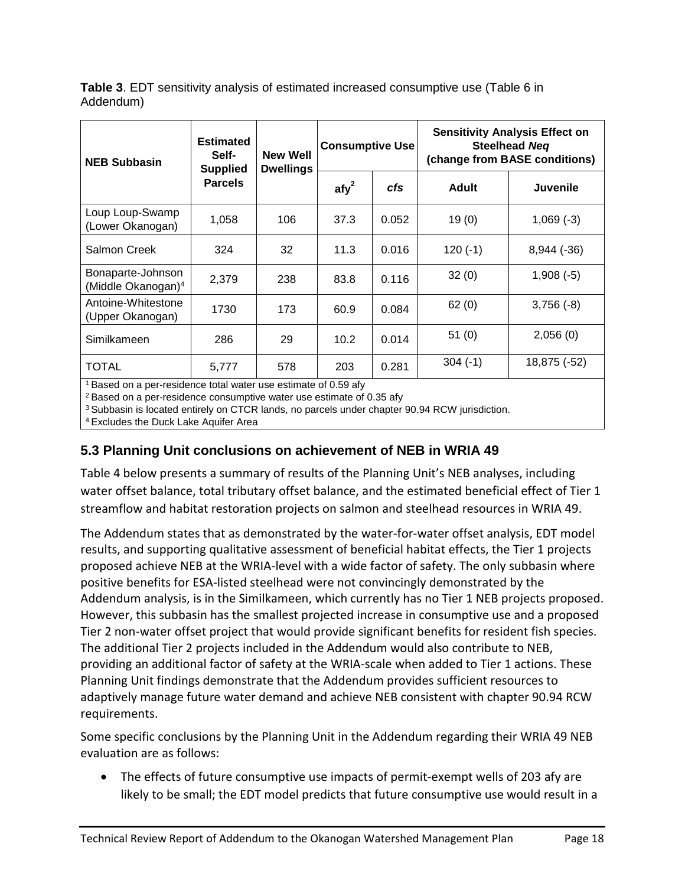**Table 3**. EDT sensitivity analysis of estimated increased consumptive use (Table 6 in Addendum)

| NEB Subbasin | Estimated Self-Supplied Parcels | New Well Dwellings | Consumptive Use | | Sensitivity Analysis Effect on Steelhead *Neq* (change from BASE conditions) | |
|---|---|---|---|---|---|---|
| | | | afy[2] | *cfs* | Adult | Juvenile |
| Loup Loup-Swamp (Lower Okanogan) | 1,058 | 106 | 37.3 | 0.052 | 19 (0) | 1,069 (-3) |
| Salmon Creek | 324 | 32 | 11.3 | 0.016 | 120 (-1) | 8,944 (-36) |
| Bonaparte-Johnson (Middle Okanogan)[4] | 2,379 | 238 | 83.8 | 0.116 | 32 (0) | 1,908 (-5) |
| Antoine-Whitestone (Upper Okanogan) | 1730 | 173 | 60.9 | 0.084 | 62 (0) | 3,756 (-8) |
| Similkameen | 286 | 29 | 10.2 | 0.014 | 51 (0) | 2,056 (0) |
| TOTAL | 5,777 | 578 | 203 | 0.281 | 304 (-1) | 18,875 (-52) |

[1] Based on a per-residence total water use estimate of 0.59 afy
[2] Based on a per-residence consumptive water use estimate of 0.35 afy
[3] Subbasin is located entirely on CTCR lands, no parcels under chapter 90.94 RCW jurisdiction.
[4] Excludes the Duck Lake Aquifer Area

## 5.3 Planning Unit conclusions on achievement of NEB in WRIA 49

Table 4 below presents a summary of results of the Planning Unit's NEB analyses, including water offset balance, total tributary offset balance, and the estimated beneficial effect of Tier 1 streamflow and habitat restoration projects on salmon and steelhead resources in WRIA 49.

The Addendum states that as demonstrated by the water-for-water offset analysis, EDT model results, and supporting qualitative assessment of beneficial habitat effects, the Tier 1 projects proposed achieve NEB at the WRIA-level with a wide factor of safety. The only subbasin where positive benefits for ESA-listed steelhead were not convincingly demonstrated by the Addendum analysis, is in the Similkameen, which currently has no Tier 1 NEB projects proposed. However, this subbasin has the smallest projected increase in consumptive use and a proposed Tier 2 non-water offset project that would provide significant benefits for resident fish species. The additional Tier 2 projects included in the Addendum would also contribute to NEB, providing an additional factor of safety at the WRIA-scale when added to Tier 1 actions. These Planning Unit findings demonstrate that the Addendum provides sufficient resources to adaptively manage future water demand and achieve NEB consistent with chapter 90.94 RCW requirements.

Some specific conclusions by the Planning Unit in the Addendum regarding their WRIA 49 NEB evaluation are as follows:

- The effects of future consumptive use impacts of permit-exempt wells of 203 afy are likely to be small; the EDT model predicts that future consumptive use would result in a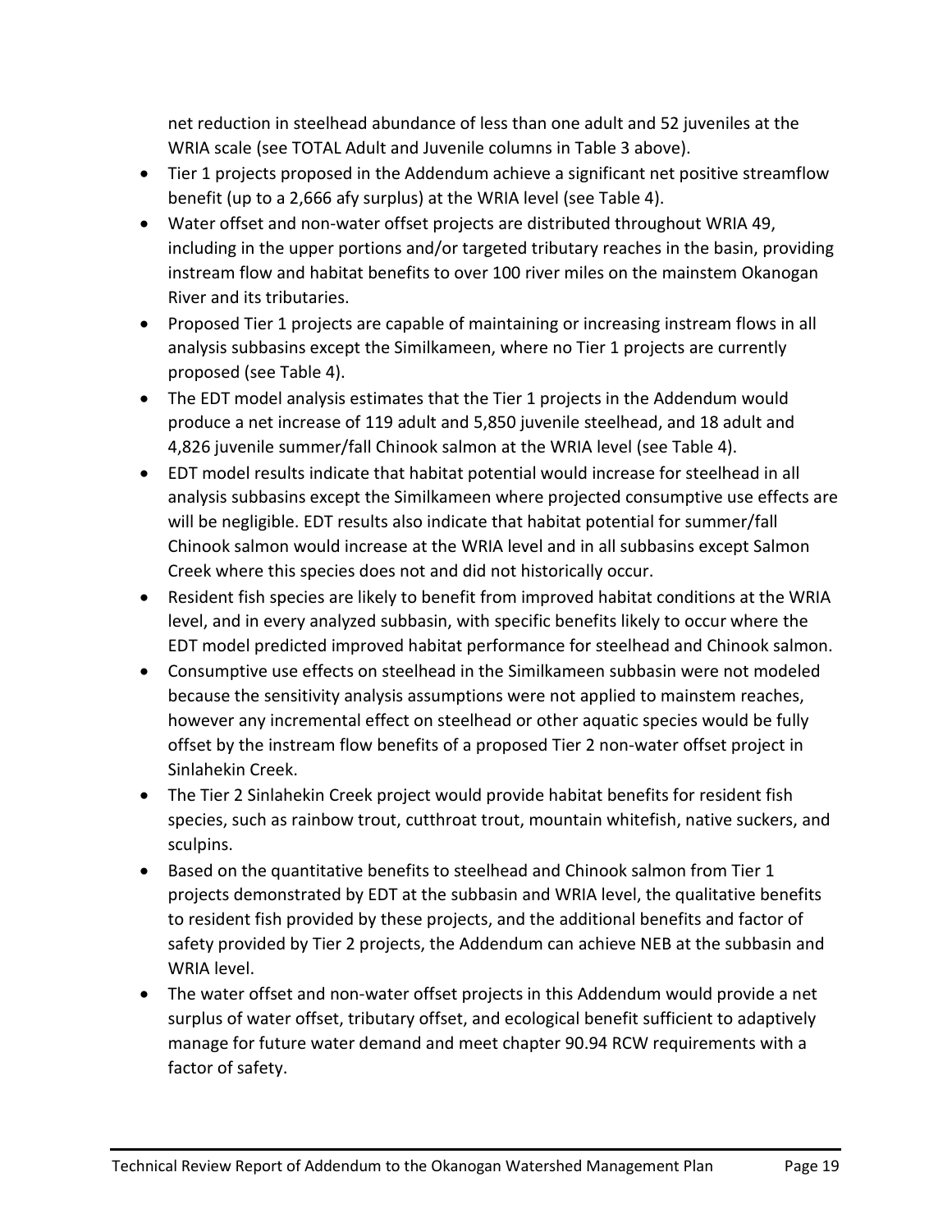net reduction in steelhead abundance of less than one adult and 52 juveniles at the WRIA scale (see TOTAL Adult and Juvenile columns in Table 3 above).

- Tier 1 projects proposed in the Addendum achieve a significant net positive streamflow benefit (up to a 2,666 afy surplus) at the WRIA level (see Table 4).
- Water offset and non-water offset projects are distributed throughout WRIA 49, including in the upper portions and/or targeted tributary reaches in the basin, providing instream flow and habitat benefits to over 100 river miles on the mainstem Okanogan River and its tributaries.
- Proposed Tier 1 projects are capable of maintaining or increasing instream flows in all analysis subbasins except the Similkameen, where no Tier 1 projects are currently proposed (see Table 4).
- The EDT model analysis estimates that the Tier 1 projects in the Addendum would produce a net increase of 119 adult and 5,850 juvenile steelhead, and 18 adult and 4,826 juvenile summer/fall Chinook salmon at the WRIA level (see Table 4).
- EDT model results indicate that habitat potential would increase for steelhead in all analysis subbasins except the Similkameen where projected consumptive use effects are will be negligible. EDT results also indicate that habitat potential for summer/fall Chinook salmon would increase at the WRIA level and in all subbasins except Salmon Creek where this species does not and did not historically occur.
- Resident fish species are likely to benefit from improved habitat conditions at the WRIA level, and in every analyzed subbasin, with specific benefits likely to occur where the EDT model predicted improved habitat performance for steelhead and Chinook salmon.
- Consumptive use effects on steelhead in the Similkameen subbasin were not modeled because the sensitivity analysis assumptions were not applied to mainstem reaches, however any incremental effect on steelhead or other aquatic species would be fully offset by the instream flow benefits of a proposed Tier 2 non-water offset project in Sinlahekin Creek.
- The Tier 2 Sinlahekin Creek project would provide habitat benefits for resident fish species, such as rainbow trout, cutthroat trout, mountain whitefish, native suckers, and sculpins.
- Based on the quantitative benefits to steelhead and Chinook salmon from Tier 1 projects demonstrated by EDT at the subbasin and WRIA level, the qualitative benefits to resident fish provided by these projects, and the additional benefits and factor of safety provided by Tier 2 projects, the Addendum can achieve NEB at the subbasin and WRIA level.
- The water offset and non-water offset projects in this Addendum would provide a net surplus of water offset, tributary offset, and ecological benefit sufficient to adaptively manage for future water demand and meet chapter 90.94 RCW requirements with a factor of safety.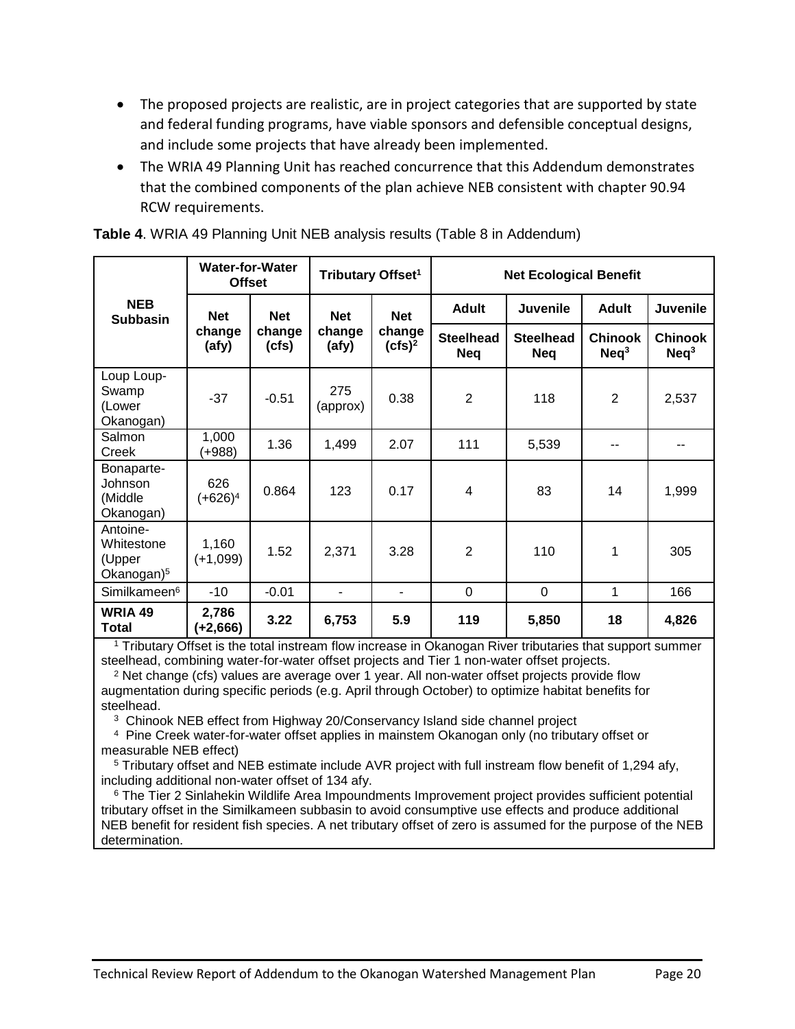- The proposed projects are realistic, are in project categories that are supported by state and federal funding programs, have viable sponsors and defensible conceptual designs, and include some projects that have already been implemented.
- The WRIA 49 Planning Unit has reached concurrence that this Addendum demonstrates that the combined components of the plan achieve NEB consistent with chapter 90.94 RCW requirements.

**Table 4**. WRIA 49 Planning Unit NEB analysis results (Table 8 in Addendum)

| NEB Subbasin | Water-for-Water Offset | | Tributary Offset[1] | | Net Ecological Benefit | | | |
|---|---|---|---|---|---|---|---|---|
| | Net change (afy) | Net change (cfs) | Net change (afy) | Net change (cfs)[2] | Adult Steelhead Neq | Juvenile Steelhead Neq | Adult Chinook Neq[3] | Juvenile Chinook Neq[3] |
| Loup Loup-Swamp (Lower Okanogan) | -37 | -0.51 | 275 (approx) | 0.38 | 2 | 118 | 2 | 2,537 |
| Salmon Creek | 1,000 (+988) | 1.36 | 1,499 | 2.07 | 111 | 5,539 | -- | -- |
| Bonaparte-Johnson (Middle Okanogan) | 626 (+626)[4] | 0.864 | 123 | 0.17 | 4 | 83 | 14 | 1,999 |
| Antoine-Whitestone (Upper Okanogan)[5] | 1,160 (+1,099) | 1.52 | 2,371 | 3.28 | 2 | 110 | 1 | 305 |
| Similkameen[6] | -10 | -0.01 | - | - | 0 | 0 | 1 | 166 |
| **WRIA 49 Total** | **2,786 (+2,666)** | **3.22** | **6,753** | **5.9** | **119** | **5,850** | **18** | **4,826** |

[1] Tributary Offset is the total instream flow increase in Okanogan River tributaries that support summer steelhead, combining water-for-water offset projects and Tier 1 non-water offset projects.
[2] Net change (cfs) values are average over 1 year. All non-water offset projects provide flow augmentation during specific periods (e.g. April through October) to optimize habitat benefits for steelhead.
[3] Chinook NEB effect from Highway 20/Conservancy Island side channel project
[4] Pine Creek water-for-water offset applies in mainstem Okanogan only (no tributary offset or measurable NEB effect)
[5] Tributary offset and NEB estimate include AVR project with full instream flow benefit of 1,294 afy, including additional non-water offset of 134 afy.
[6] The Tier 2 Sinlahekin Wildlife Area Impoundments Improvement project provides sufficient potential tributary offset in the Similkameen subbasin to avoid consumptive use effects and produce additional NEB benefit for resident fish species. A net tributary offset of zero is assumed for the purpose of the NEB determination.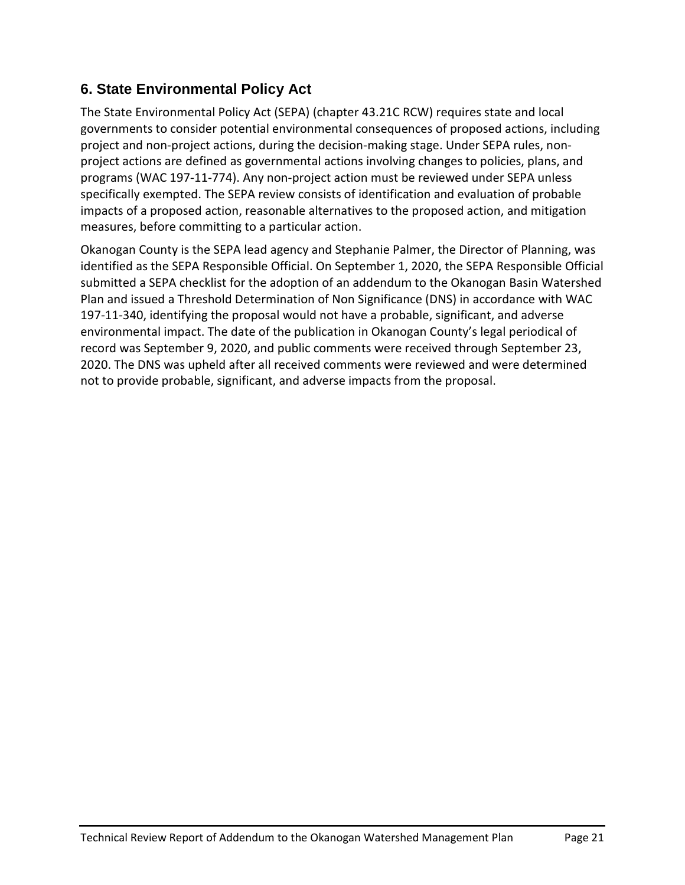## 6. State Environmental Policy Act

The State Environmental Policy Act (SEPA) (chapter 43.21C RCW) requires state and local governments to consider potential environmental consequences of proposed actions, including project and non-project actions, during the decision-making stage. Under SEPA rules, non-project actions are defined as governmental actions involving changes to policies, plans, and programs (WAC 197-11-774). Any non-project action must be reviewed under SEPA unless specifically exempted. The SEPA review consists of identification and evaluation of probable impacts of a proposed action, reasonable alternatives to the proposed action, and mitigation measures, before committing to a particular action.

Okanogan County is the SEPA lead agency and Stephanie Palmer, the Director of Planning, was identified as the SEPA Responsible Official. On September 1, 2020, the SEPA Responsible Official submitted a SEPA checklist for the adoption of an addendum to the Okanogan Basin Watershed Plan and issued a Threshold Determination of Non Significance (DNS) in accordance with WAC 197-11-340, identifying the proposal would not have a probable, significant, and adverse environmental impact. The date of the publication in Okanogan County's legal periodical of record was September 9, 2020, and public comments were received through September 23, 2020. The DNS was upheld after all received comments were reviewed and were determined not to provide probable, significant, and adverse impacts from the proposal.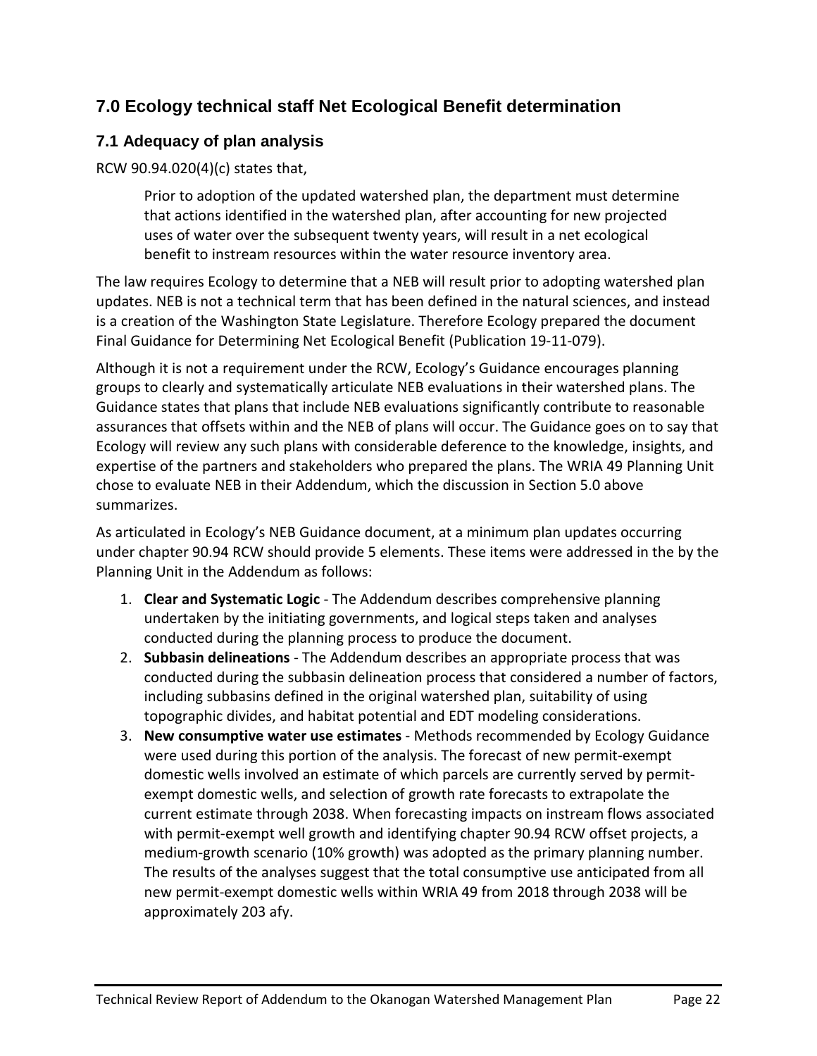## 7.0 Ecology technical staff Net Ecological Benefit determination

### 7.1 Adequacy of plan analysis

RCW 90.94.020(4)(c) states that,

> Prior to adoption of the updated watershed plan, the department must determine that actions identified in the watershed plan, after accounting for new projected uses of water over the subsequent twenty years, will result in a net ecological benefit to instream resources within the water resource inventory area.

The law requires Ecology to determine that a NEB will result prior to adopting watershed plan updates. NEB is not a technical term that has been defined in the natural sciences, and instead is a creation of the Washington State Legislature. Therefore Ecology prepared the document Final Guidance for Determining Net Ecological Benefit (Publication 19-11-079).

Although it is not a requirement under the RCW, Ecology's Guidance encourages planning groups to clearly and systematically articulate NEB evaluations in their watershed plans. The Guidance states that plans that include NEB evaluations significantly contribute to reasonable assurances that offsets within and the NEB of plans will occur. The Guidance goes on to say that Ecology will review any such plans with considerable deference to the knowledge, insights, and expertise of the partners and stakeholders who prepared the plans. The WRIA 49 Planning Unit chose to evaluate NEB in their Addendum, which the discussion in Section 5.0 above summarizes.

As articulated in Ecology's NEB Guidance document, at a minimum plan updates occurring under chapter 90.94 RCW should provide 5 elements. These items were addressed in the by the Planning Unit in the Addendum as follows:

1. **Clear and Systematic Logic** - The Addendum describes comprehensive planning undertaken by the initiating governments, and logical steps taken and analyses conducted during the planning process to produce the document.
2. **Subbasin delineations** - The Addendum describes an appropriate process that was conducted during the subbasin delineation process that considered a number of factors, including subbasins defined in the original watershed plan, suitability of using topographic divides, and habitat potential and EDT modeling considerations.
3. **New consumptive water use estimates** - Methods recommended by Ecology Guidance were used during this portion of the analysis. The forecast of new permit-exempt domestic wells involved an estimate of which parcels are currently served by permit-exempt domestic wells, and selection of growth rate forecasts to extrapolate the current estimate through 2038. When forecasting impacts on instream flows associated with permit-exempt well growth and identifying chapter 90.94 RCW offset projects, a medium-growth scenario (10% growth) was adopted as the primary planning number. The results of the analyses suggest that the total consumptive use anticipated from all new permit-exempt domestic wells within WRIA 49 from 2018 through 2038 will be approximately 203 afy.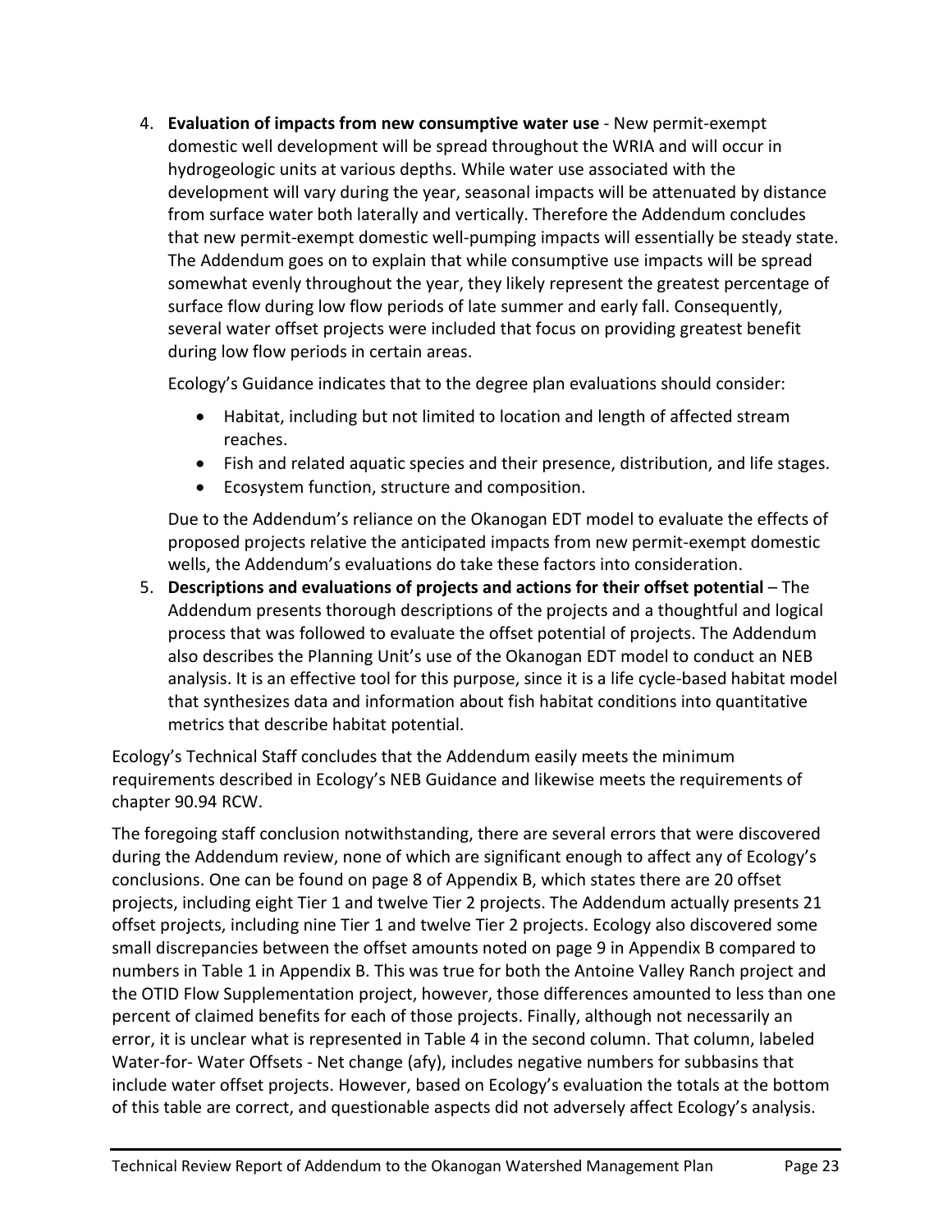4. **Evaluation of impacts from new consumptive water use** - New permit-exempt domestic well development will be spread throughout the WRIA and will occur in hydrogeologic units at various depths. While water use associated with the development will vary during the year, seasonal impacts will be attenuated by distance from surface water both laterally and vertically. Therefore the Addendum concludes that new permit-exempt domestic well-pumping impacts will essentially be steady state. The Addendum goes on to explain that while consumptive use impacts will be spread somewhat evenly throughout the year, they likely represent the greatest percentage of surface flow during low flow periods of late summer and early fall. Consequently, several water offset projects were included that focus on providing greatest benefit during low flow periods in certain areas.

   Ecology's Guidance indicates that to the degree plan evaluations should consider:

   - Habitat, including but not limited to location and length of affected stream reaches.
   - Fish and related aquatic species and their presence, distribution, and life stages.
   - Ecosystem function, structure and composition.

   Due to the Addendum's reliance on the Okanogan EDT model to evaluate the effects of proposed projects relative the anticipated impacts from new permit-exempt domestic wells, the Addendum's evaluations do take these factors into consideration.

5. **Descriptions and evaluations of projects and actions for their offset potential** – The Addendum presents thorough descriptions of the projects and a thoughtful and logical process that was followed to evaluate the offset potential of projects. The Addendum also describes the Planning Unit's use of the Okanogan EDT model to conduct an NEB analysis. It is an effective tool for this purpose, since it is a life cycle-based habitat model that synthesizes data and information about fish habitat conditions into quantitative metrics that describe habitat potential.

Ecology's Technical Staff concludes that the Addendum easily meets the minimum requirements described in Ecology's NEB Guidance and likewise meets the requirements of chapter 90.94 RCW.

The foregoing staff conclusion notwithstanding, there are several errors that were discovered during the Addendum review, none of which are significant enough to affect any of Ecology's conclusions. One can be found on page 8 of Appendix B, which states there are 20 offset projects, including eight Tier 1 and twelve Tier 2 projects. The Addendum actually presents 21 offset projects, including nine Tier 1 and twelve Tier 2 projects. Ecology also discovered some small discrepancies between the offset amounts noted on page 9 in Appendix B compared to numbers in Table 1 in Appendix B. This was true for both the Antoine Valley Ranch project and the OTID Flow Supplementation project, however, those differences amounted to less than one percent of claimed benefits for each of those projects. Finally, although not necessarily an error, it is unclear what is represented in Table 4 in the second column. That column, labeled Water-for- Water Offsets - Net change (afy), includes negative numbers for subbasins that include water offset projects. However, based on Ecology's evaluation the totals at the bottom of this table are correct, and questionable aspects did not adversely affect Ecology's analysis.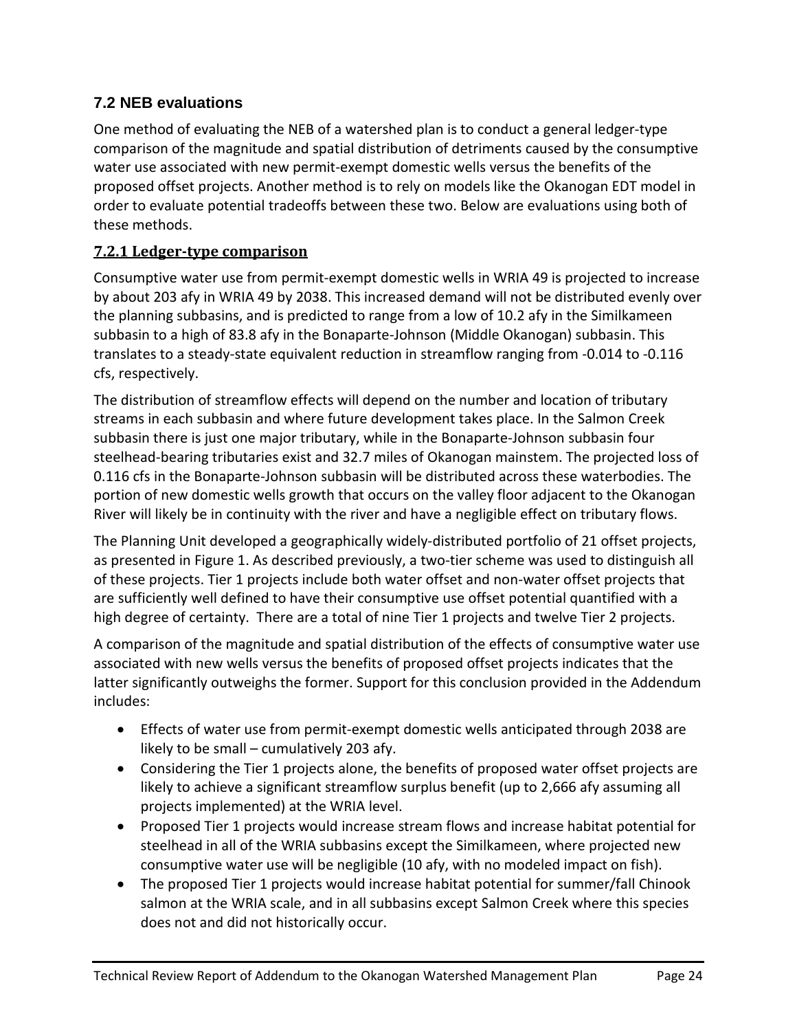## 7.2 NEB evaluations

One method of evaluating the NEB of a watershed plan is to conduct a general ledger-type comparison of the magnitude and spatial distribution of detriments caused by the consumptive water use associated with new permit-exempt domestic wells versus the benefits of the proposed offset projects. Another method is to rely on models like the Okanogan EDT model in order to evaluate potential tradeoffs between these two. Below are evaluations using both of these methods.

### 7.2.1 Ledger-type comparison

Consumptive water use from permit-exempt domestic wells in WRIA 49 is projected to increase by about 203 afy in WRIA 49 by 2038. This increased demand will not be distributed evenly over the planning subbasins, and is predicted to range from a low of 10.2 afy in the Similkameen subbasin to a high of 83.8 afy in the Bonaparte-Johnson (Middle Okanogan) subbasin. This translates to a steady-state equivalent reduction in streamflow ranging from -0.014 to -0.116 cfs, respectively.

The distribution of streamflow effects will depend on the number and location of tributary streams in each subbasin and where future development takes place. In the Salmon Creek subbasin there is just one major tributary, while in the Bonaparte-Johnson subbasin four steelhead-bearing tributaries exist and 32.7 miles of Okanogan mainstem. The projected loss of 0.116 cfs in the Bonaparte-Johnson subbasin will be distributed across these waterbodies. The portion of new domestic wells growth that occurs on the valley floor adjacent to the Okanogan River will likely be in continuity with the river and have a negligible effect on tributary flows.

The Planning Unit developed a geographically widely-distributed portfolio of 21 offset projects, as presented in Figure 1. As described previously, a two-tier scheme was used to distinguish all of these projects. Tier 1 projects include both water offset and non-water offset projects that are sufficiently well defined to have their consumptive use offset potential quantified with a high degree of certainty. There are a total of nine Tier 1 projects and twelve Tier 2 projects.

A comparison of the magnitude and spatial distribution of the effects of consumptive water use associated with new wells versus the benefits of proposed offset projects indicates that the latter significantly outweighs the former. Support for this conclusion provided in the Addendum includes:

- Effects of water use from permit-exempt domestic wells anticipated through 2038 are likely to be small – cumulatively 203 afy.
- Considering the Tier 1 projects alone, the benefits of proposed water offset projects are likely to achieve a significant streamflow surplus benefit (up to 2,666 afy assuming all projects implemented) at the WRIA level.
- Proposed Tier 1 projects would increase stream flows and increase habitat potential for steelhead in all of the WRIA subbasins except the Similkameen, where projected new consumptive water use will be negligible (10 afy, with no modeled impact on fish).
- The proposed Tier 1 projects would increase habitat potential for summer/fall Chinook salmon at the WRIA scale, and in all subbasins except Salmon Creek where this species does not and did not historically occur.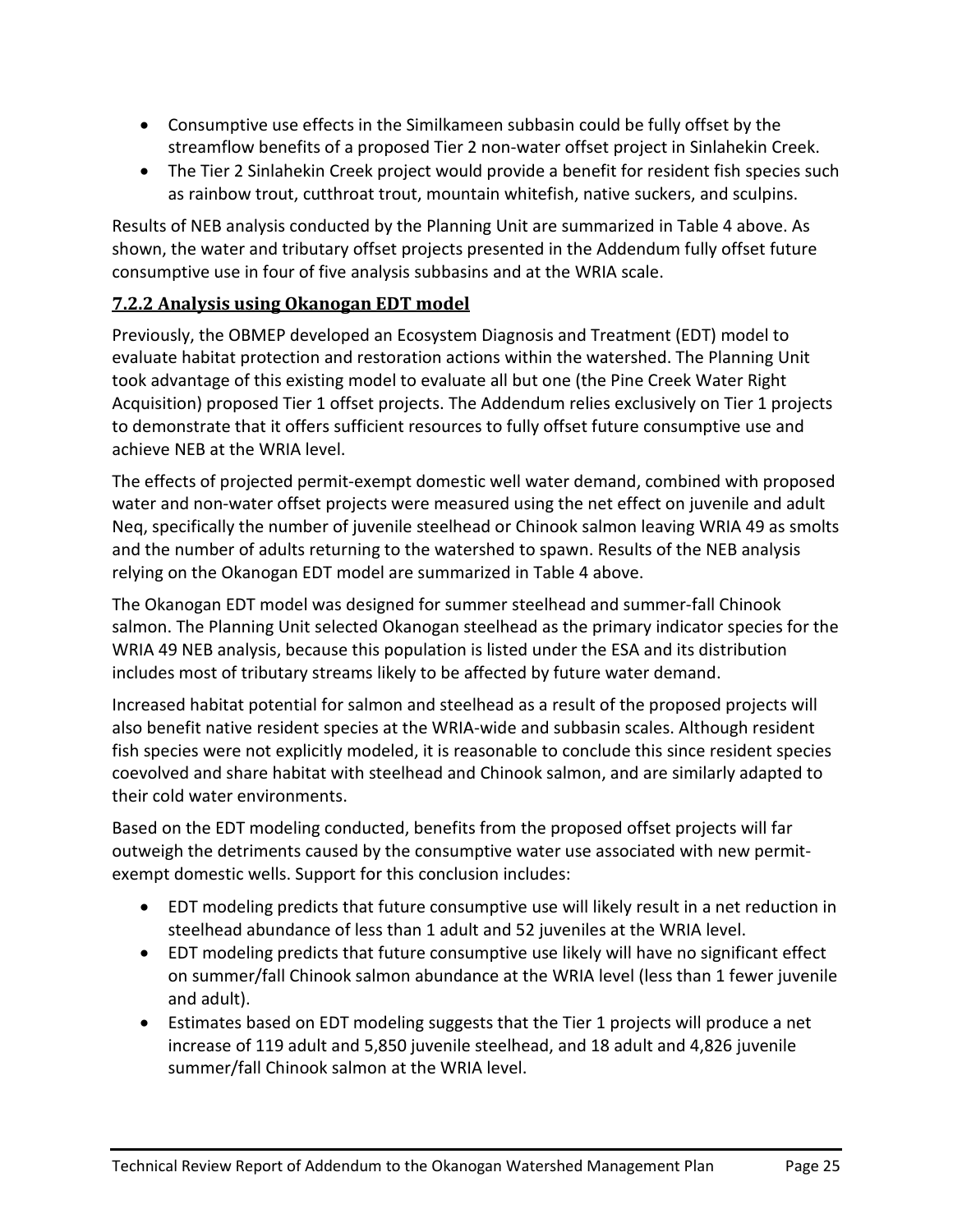- Consumptive use effects in the Similkameen subbasin could be fully offset by the streamflow benefits of a proposed Tier 2 non-water offset project in Sinlahekin Creek.
- The Tier 2 Sinlahekin Creek project would provide a benefit for resident fish species such as rainbow trout, cutthroat trout, mountain whitefish, native suckers, and sculpins.

Results of NEB analysis conducted by the Planning Unit are summarized in Table 4 above. As shown, the water and tributary offset projects presented in the Addendum fully offset future consumptive use in four of five analysis subbasins and at the WRIA scale.

### 7.2.2 Analysis using Okanogan EDT model

Previously, the OBMEP developed an Ecosystem Diagnosis and Treatment (EDT) model to evaluate habitat protection and restoration actions within the watershed. The Planning Unit took advantage of this existing model to evaluate all but one (the Pine Creek Water Right Acquisition) proposed Tier 1 offset projects. The Addendum relies exclusively on Tier 1 projects to demonstrate that it offers sufficient resources to fully offset future consumptive use and achieve NEB at the WRIA level.

The effects of projected permit-exempt domestic well water demand, combined with proposed water and non-water offset projects were measured using the net effect on juvenile and adult Neq, specifically the number of juvenile steelhead or Chinook salmon leaving WRIA 49 as smolts and the number of adults returning to the watershed to spawn. Results of the NEB analysis relying on the Okanogan EDT model are summarized in Table 4 above.

The Okanogan EDT model was designed for summer steelhead and summer-fall Chinook salmon. The Planning Unit selected Okanogan steelhead as the primary indicator species for the WRIA 49 NEB analysis, because this population is listed under the ESA and its distribution includes most of tributary streams likely to be affected by future water demand.

Increased habitat potential for salmon and steelhead as a result of the proposed projects will also benefit native resident species at the WRIA-wide and subbasin scales. Although resident fish species were not explicitly modeled, it is reasonable to conclude this since resident species coevolved and share habitat with steelhead and Chinook salmon, and are similarly adapted to their cold water environments.

Based on the EDT modeling conducted, benefits from the proposed offset projects will far outweigh the detriments caused by the consumptive water use associated with new permit-exempt domestic wells. Support for this conclusion includes:

- EDT modeling predicts that future consumptive use will likely result in a net reduction in steelhead abundance of less than 1 adult and 52 juveniles at the WRIA level.
- EDT modeling predicts that future consumptive use likely will have no significant effect on summer/fall Chinook salmon abundance at the WRIA level (less than 1 fewer juvenile and adult).
- Estimates based on EDT modeling suggests that the Tier 1 projects will produce a net increase of 119 adult and 5,850 juvenile steelhead, and 18 adult and 4,826 juvenile summer/fall Chinook salmon at the WRIA level.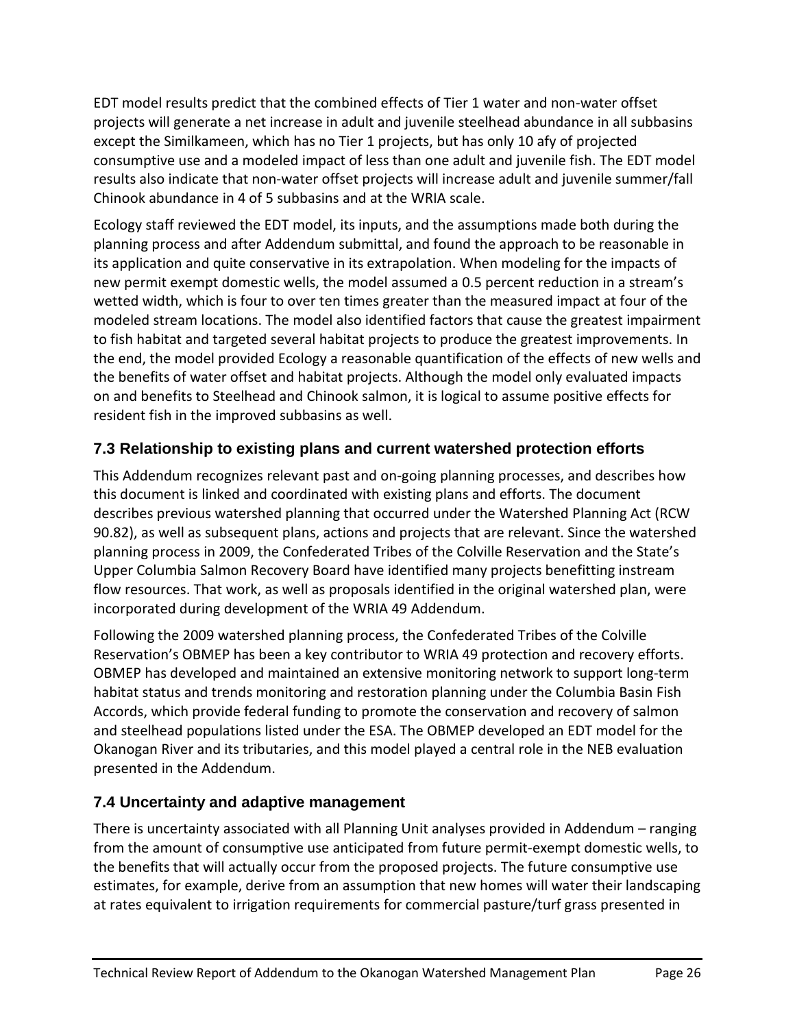EDT model results predict that the combined effects of Tier 1 water and non-water offset projects will generate a net increase in adult and juvenile steelhead abundance in all subbasins except the Similkameen, which has no Tier 1 projects, but has only 10 afy of projected consumptive use and a modeled impact of less than one adult and juvenile fish. The EDT model results also indicate that non-water offset projects will increase adult and juvenile summer/fall Chinook abundance in 4 of 5 subbasins and at the WRIA scale.

Ecology staff reviewed the EDT model, its inputs, and the assumptions made both during the planning process and after Addendum submittal, and found the approach to be reasonable in its application and quite conservative in its extrapolation. When modeling for the impacts of new permit exempt domestic wells, the model assumed a 0.5 percent reduction in a stream's wetted width, which is four to over ten times greater than the measured impact at four of the modeled stream locations. The model also identified factors that cause the greatest impairment to fish habitat and targeted several habitat projects to produce the greatest improvements. In the end, the model provided Ecology a reasonable quantification of the effects of new wells and the benefits of water offset and habitat projects. Although the model only evaluated impacts on and benefits to Steelhead and Chinook salmon, it is logical to assume positive effects for resident fish in the improved subbasins as well.

## 7.3 Relationship to existing plans and current watershed protection efforts

This Addendum recognizes relevant past and on-going planning processes, and describes how this document is linked and coordinated with existing plans and efforts. The document describes previous watershed planning that occurred under the Watershed Planning Act (RCW 90.82), as well as subsequent plans, actions and projects that are relevant. Since the watershed planning process in 2009, the Confederated Tribes of the Colville Reservation and the State's Upper Columbia Salmon Recovery Board have identified many projects benefitting instream flow resources. That work, as well as proposals identified in the original watershed plan, were incorporated during development of the WRIA 49 Addendum.

Following the 2009 watershed planning process, the Confederated Tribes of the Colville Reservation's OBMEP has been a key contributor to WRIA 49 protection and recovery efforts. OBMEP has developed and maintained an extensive monitoring network to support long-term habitat status and trends monitoring and restoration planning under the Columbia Basin Fish Accords, which provide federal funding to promote the conservation and recovery of salmon and steelhead populations listed under the ESA. The OBMEP developed an EDT model for the Okanogan River and its tributaries, and this model played a central role in the NEB evaluation presented in the Addendum.

## 7.4 Uncertainty and adaptive management

There is uncertainty associated with all Planning Unit analyses provided in Addendum – ranging from the amount of consumptive use anticipated from future permit-exempt domestic wells, to the benefits that will actually occur from the proposed projects. The future consumptive use estimates, for example, derive from an assumption that new homes will water their landscaping at rates equivalent to irrigation requirements for commercial pasture/turf grass presented in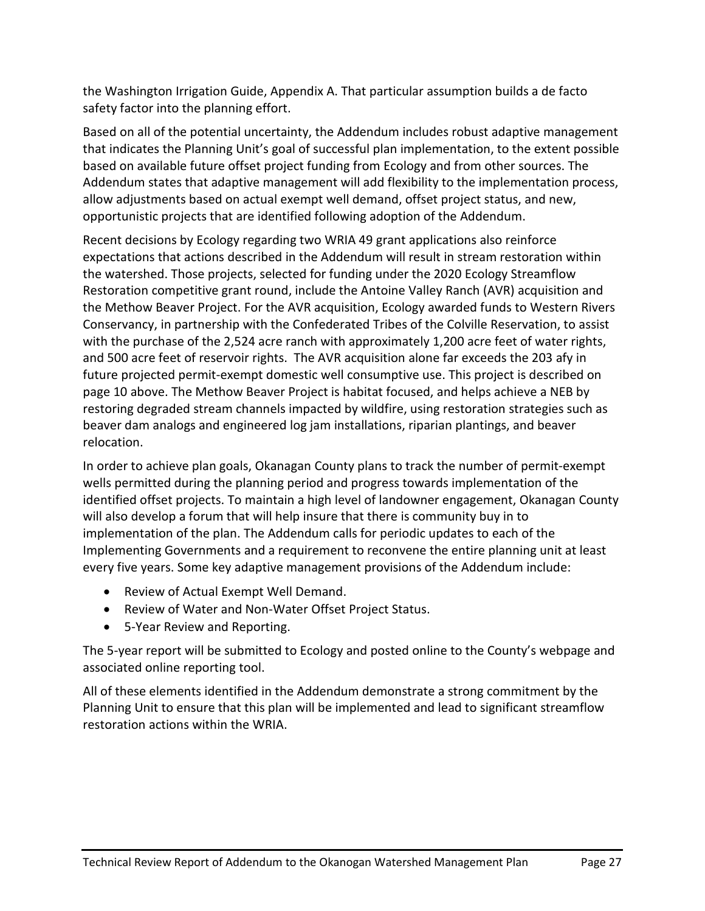the Washington Irrigation Guide, Appendix A. That particular assumption builds a de facto safety factor into the planning effort.

Based on all of the potential uncertainty, the Addendum includes robust adaptive management that indicates the Planning Unit's goal of successful plan implementation, to the extent possible based on available future offset project funding from Ecology and from other sources. The Addendum states that adaptive management will add flexibility to the implementation process, allow adjustments based on actual exempt well demand, offset project status, and new, opportunistic projects that are identified following adoption of the Addendum.

Recent decisions by Ecology regarding two WRIA 49 grant applications also reinforce expectations that actions described in the Addendum will result in stream restoration within the watershed. Those projects, selected for funding under the 2020 Ecology Streamflow Restoration competitive grant round, include the Antoine Valley Ranch (AVR) acquisition and the Methow Beaver Project. For the AVR acquisition, Ecology awarded funds to Western Rivers Conservancy, in partnership with the Confederated Tribes of the Colville Reservation, to assist with the purchase of the 2,524 acre ranch with approximately 1,200 acre feet of water rights, and 500 acre feet of reservoir rights. The AVR acquisition alone far exceeds the 203 afy in future projected permit-exempt domestic well consumptive use. This project is described on page 10 above. The Methow Beaver Project is habitat focused, and helps achieve a NEB by restoring degraded stream channels impacted by wildfire, using restoration strategies such as beaver dam analogs and engineered log jam installations, riparian plantings, and beaver relocation.

In order to achieve plan goals, Okanagan County plans to track the number of permit-exempt wells permitted during the planning period and progress towards implementation of the identified offset projects. To maintain a high level of landowner engagement, Okanagan County will also develop a forum that will help insure that there is community buy in to implementation of the plan. The Addendum calls for periodic updates to each of the Implementing Governments and a requirement to reconvene the entire planning unit at least every five years. Some key adaptive management provisions of the Addendum include:

- Review of Actual Exempt Well Demand.
- Review of Water and Non-Water Offset Project Status.
- 5-Year Review and Reporting.

The 5-year report will be submitted to Ecology and posted online to the County's webpage and associated online reporting tool.

All of these elements identified in the Addendum demonstrate a strong commitment by the Planning Unit to ensure that this plan will be implemented and lead to significant streamflow restoration actions within the WRIA.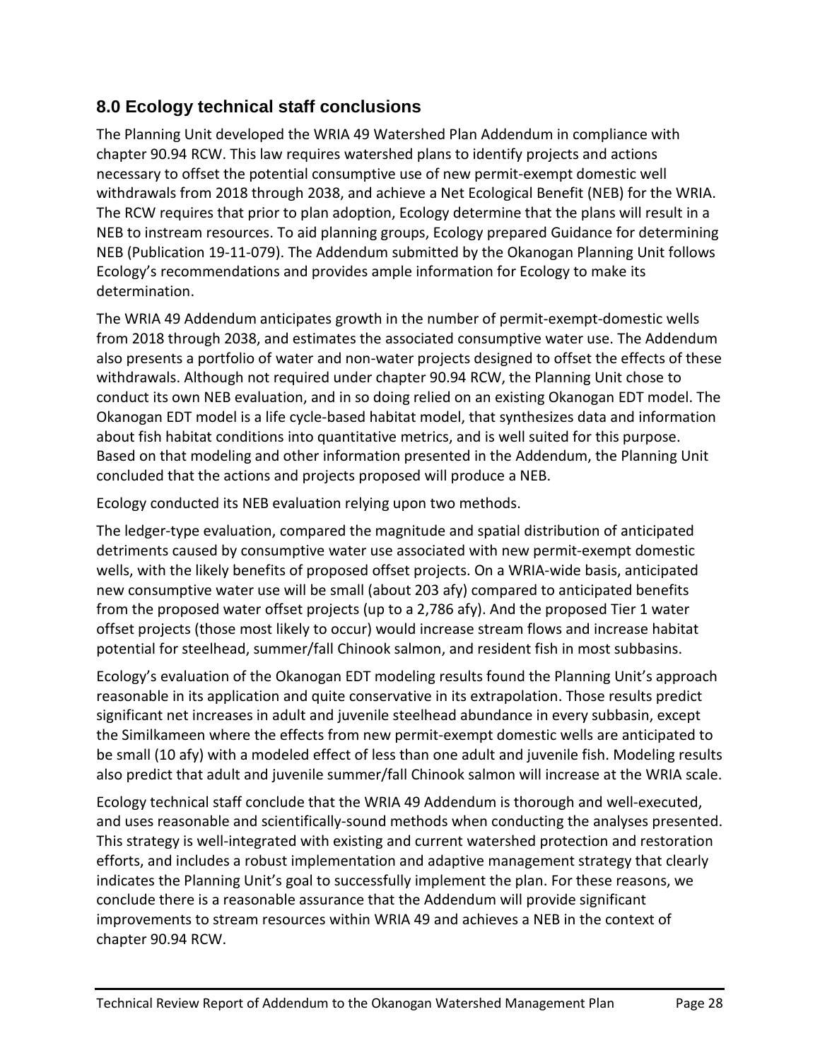## 8.0 Ecology technical staff conclusions

The Planning Unit developed the WRIA 49 Watershed Plan Addendum in compliance with chapter 90.94 RCW. This law requires watershed plans to identify projects and actions necessary to offset the potential consumptive use of new permit-exempt domestic well withdrawals from 2018 through 2038, and achieve a Net Ecological Benefit (NEB) for the WRIA. The RCW requires that prior to plan adoption, Ecology determine that the plans will result in a NEB to instream resources. To aid planning groups, Ecology prepared Guidance for determining NEB (Publication 19-11-079). The Addendum submitted by the Okanogan Planning Unit follows Ecology's recommendations and provides ample information for Ecology to make its determination.

The WRIA 49 Addendum anticipates growth in the number of permit-exempt-domestic wells from 2018 through 2038, and estimates the associated consumptive water use. The Addendum also presents a portfolio of water and non-water projects designed to offset the effects of these withdrawals. Although not required under chapter 90.94 RCW, the Planning Unit chose to conduct its own NEB evaluation, and in so doing relied on an existing Okanogan EDT model. The Okanogan EDT model is a life cycle-based habitat model, that synthesizes data and information about fish habitat conditions into quantitative metrics, and is well suited for this purpose. Based on that modeling and other information presented in the Addendum, the Planning Unit concluded that the actions and projects proposed will produce a NEB.

Ecology conducted its NEB evaluation relying upon two methods.

The ledger-type evaluation, compared the magnitude and spatial distribution of anticipated detriments caused by consumptive water use associated with new permit-exempt domestic wells, with the likely benefits of proposed offset projects. On a WRIA-wide basis, anticipated new consumptive water use will be small (about 203 afy) compared to anticipated benefits from the proposed water offset projects (up to a 2,786 afy). And the proposed Tier 1 water offset projects (those most likely to occur) would increase stream flows and increase habitat potential for steelhead, summer/fall Chinook salmon, and resident fish in most subbasins.

Ecology's evaluation of the Okanogan EDT modeling results found the Planning Unit's approach reasonable in its application and quite conservative in its extrapolation. Those results predict significant net increases in adult and juvenile steelhead abundance in every subbasin, except the Similkameen where the effects from new permit-exempt domestic wells are anticipated to be small (10 afy) with a modeled effect of less than one adult and juvenile fish. Modeling results also predict that adult and juvenile summer/fall Chinook salmon will increase at the WRIA scale.

Ecology technical staff conclude that the WRIA 49 Addendum is thorough and well-executed, and uses reasonable and scientifically-sound methods when conducting the analyses presented. This strategy is well-integrated with existing and current watershed protection and restoration efforts, and includes a robust implementation and adaptive management strategy that clearly indicates the Planning Unit's goal to successfully implement the plan. For these reasons, we conclude there is a reasonable assurance that the Addendum will provide significant improvements to stream resources within WRIA 49 and achieves a NEB in the context of chapter 90.94 RCW.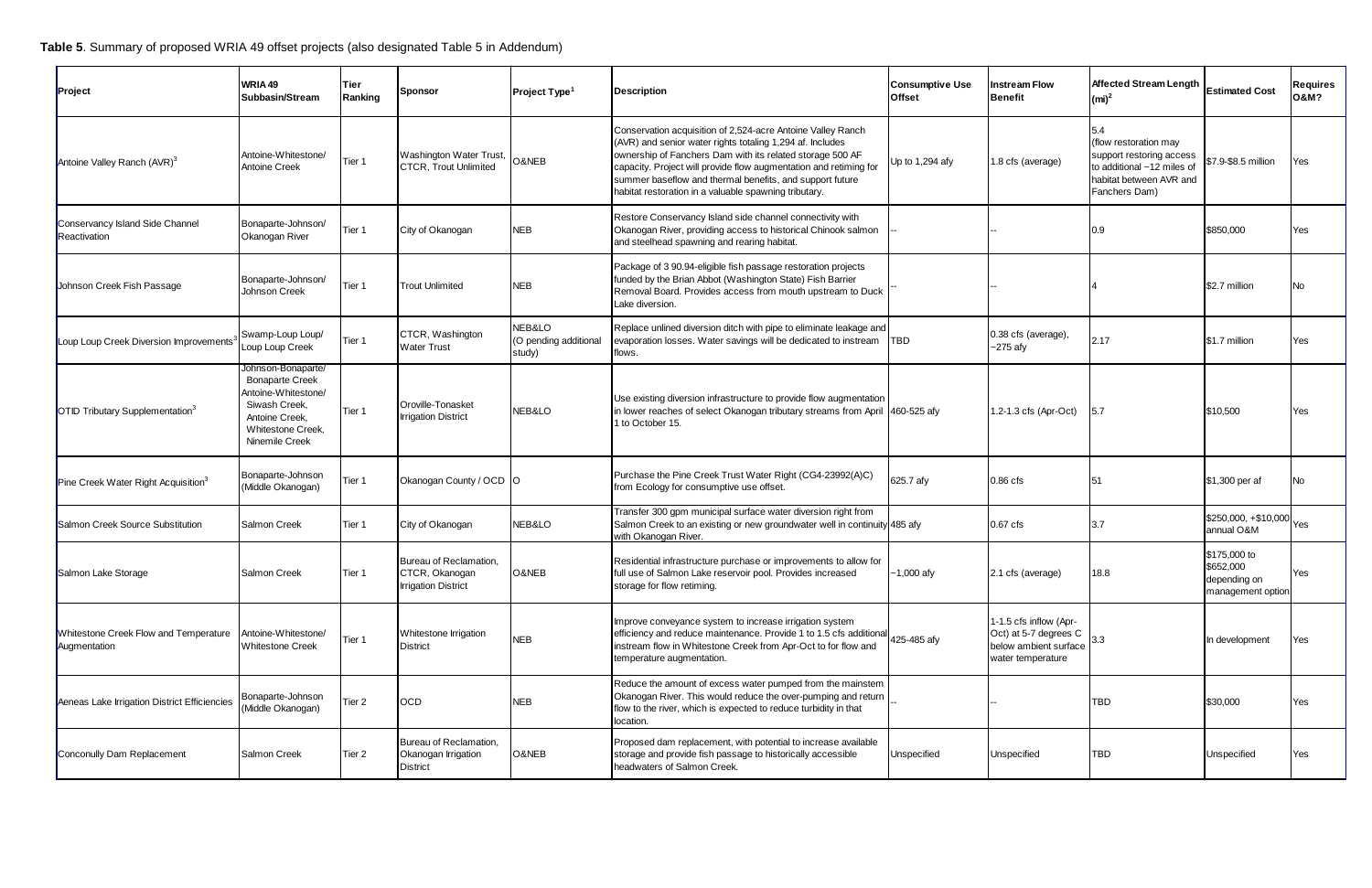**Table 5**. Summary of proposed WRIA 49 offset projects (also designated Table 5 in Addendum)

| Project | WRIA 49 Subbasin/Stream | Tier Ranking | Sponsor | Project Type[1] | Description | Consumptive Use Offset | Instream Flow Benefit | Affected Stream Length (mi)[2] | Estimated Cost | Requires O&M? |
|---|---|---|---|---|---|---|---|---|---|---|
| Antoine Valley Ranch (AVR)[3] | Antoine-Whitestone/ Antoine Creek | Tier 1 | Washington Water Trust, CTCR, Trout Unlimited | O&NEB | Conservation acquisition of 2,524-acre Antoine Valley Ranch (AVR) and senior water rights totaling 1,294 af. Includes ownership of Fanchers Dam with its related storage 500 AF capacity. Project will provide flow augmentation and retiming for summer baseflow and thermal benefits, and support future habitat restoration in a valuable spawning tributary. | Up to 1,294 afy | 1.8 cfs (average) | 5.4 (flow restoration may support restoring access to additional ~12 miles of habitat between AVR and Fanchers Dam) | $7.9-$8.5 million | Yes |
| Conservancy Island Side Channel Reactivation | Bonaparte-Johnson/ Okanogan River | Tier 1 | City of Okanogan | NEB | Restore Conservancy Island side channel connectivity with Okanogan River, providing access to historical Chinook salmon and steelhead spawning and rearing habitat. | -- | -- | 0.9 | $850,000 | Yes |
| Johnson Creek Fish Passage | Bonaparte-Johnson/ Johnson Creek | Tier 1 | Trout Unlimited | NEB | Package of 3 90.94-eligible fish passage restoration projects funded by the Brian Abbot (Washington State) Fish Barrier Removal Board. Provides access from mouth upstream to Duck Lake diversion. | -- | -- | 4 | $2.7 million | No |
| Loup Loup Creek Diversion Improvements[3] | Swamp-Loup Loup/ Loup Loup Creek | Tier 1 | CTCR, Washington Water Trust | NEB&LO (O pending additional study) | Replace unlined diversion ditch with pipe to eliminate leakage and evaporation losses. Water savings will be dedicated to instream flows. | TBD | 0.38 cfs (average), ~275 afy | 2.17 | $1.7 million | Yes |
| OTID Tributary Supplementation[3] | Johnson-Bonaparte/ Bonaparte Creek Antoine-Whitestone/ Siwash Creek, Antoine Creek, Whitestone Creek, Ninemile Creek | Tier 1 | Oroville-Tonasket Irrigation District | NEB&LO | Use existing diversion infrastructure to provide flow augmentation in lower reaches of select Okanogan tributary streams from April 1 to October 15. | 460-525 afy | 1.2-1.3 cfs (Apr-Oct) | 5.7 | $10,500 | Yes |
| Pine Creek Water Right Acquisition[3] | Bonaparte-Johnson (Middle Okanogan) | Tier 1 | Okanogan County / OCD | O | Purchase the Pine Creek Trust Water Right (CG4-23992(A)C) from Ecology for consumptive use offset. | 625.7 afy | 0.86 cfs | 51 | $1,300 per af | No |
| Salmon Creek Source Substitution | Salmon Creek | Tier 1 | City of Okanogan | NEB&LO | Transfer 300 gpm municipal surface water diversion right from Salmon Creek to an existing or new groundwater well in continuity with Okanogan River. | 485 afy | 0.67 cfs | 3.7 | $250,000, +$10,000 annual O&M | Yes |
| Salmon Lake Storage | Salmon Creek | Tier 1 | Bureau of Reclamation, CTCR, Okanogan Irrigation District | O&NEB | Residential infrastructure purchase or improvements to allow for full use of Salmon Lake reservoir pool. Provides increased storage for flow retiming. | ~1,000 afy | 2.1 cfs (average) | 18.8 | $175,000 to $652,000 depending on management option | Yes |
| Whitestone Creek Flow and Temperature Augmentation | Antoine-Whitestone/ Whitestone Creek | Tier 1 | Whitestone Irrigation District | NEB | Improve conveyance system to increase irrigation system efficiency and reduce maintenance. Provide 1 to 1.5 cfs additional instream flow in Whitestone Creek from Apr-Oct to for flow and temperature augmentation. | 425-485 afy | 1-1.5 cfs inflow (Apr-Oct) at 5-7 degrees C below ambient surface water temperature | 3.3 | In development | Yes |
| Aeneas Lake Irrigation District Efficiencies | Bonaparte-Johnson (Middle Okanogan) | Tier 2 | OCD | NEB | Reduce the amount of excess water pumped from the mainstem Okanogan River. This would reduce the over-pumping and return flow to the river, which is expected to reduce turbidity in that location. | -- | -- | TBD | $30,000 | Yes |
| Conconully Dam Replacement | Salmon Creek | Tier 2 | Bureau of Reclamation, Okanogan Irrigation District | O&NEB | Proposed dam replacement, with potential to increase available storage and provide fish passage to historically accessible headwaters of Salmon Creek. | Unspecified | Unspecified | TBD | Unspecified | Yes |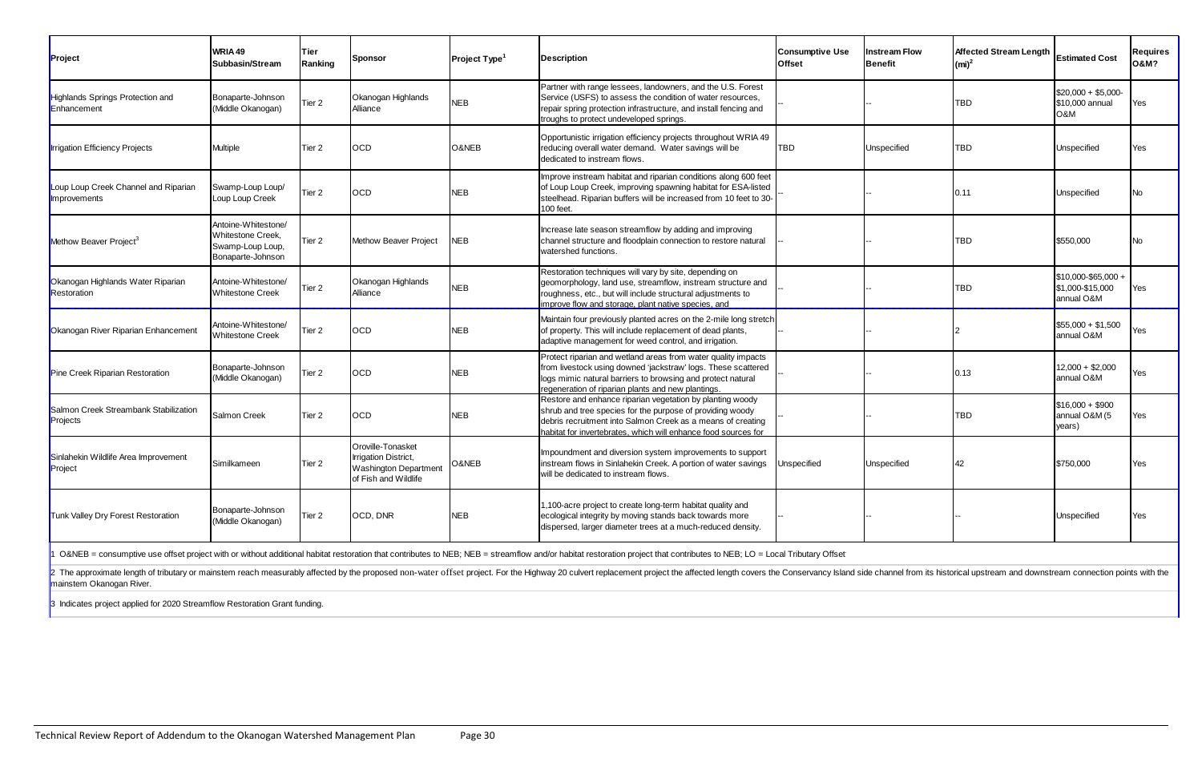| Project | WRIA 49 Subbasin/Stream | Tier Ranking | Sponsor | Project Type[1] | Description | Consumptive Use Offset | Instream Flow Benefit | Affected Stream Length (mi)[2] | Estimated Cost | Requires O&M? |
|---|---|---|---|---|---|---|---|---|---|---|
| Highlands Springs Protection and Enhancement | Bonaparte-Johnson (Middle Okanogan) | Tier 2 | Okanogan Highlands Alliance | NEB | Partner with range lessees, landowners, and the U.S. Forest Service (USFS) to assess the condition of water resources, repair spring protection infrastructure, and install fencing and troughs to protect undeveloped springs. | -- | -- | TBD | $20,000 + $5,000-$10,000 annual O&M | Yes |
| Irrigation Efficiency Projects | Multiple | Tier 2 | OCD | O&NEB | Opportunistic irrigation efficiency projects throughout WRIA 49 reducing overall water demand. Water savings will be dedicated to instream flows. | TBD | Unspecified | TBD | Unspecified | Yes |
| Loup Loup Creek Channel and Riparian Improvements | Swamp-Loup Loup/ Loup Loup Creek | Tier 2 | OCD | NEB | Improve instream habitat and riparian conditions along 600 feet of Loup Loup Creek, improving spawning habitat for ESA-listed steelhead. Riparian buffers will be increased from 10 feet to 30-100 feet. | -- | -- | 0.11 | Unspecified | No |
| Methow Beaver Project[3] | Antoine-Whitestone/ Whitestone Creek, Swamp-Loup Loup, Bonaparte-Johnson | Tier 2 | Methow Beaver Project | NEB | Increase late season streamflow by adding and improving channel structure and floodplain connection to restore natural watershed functions. | -- | -- | TBD | $550,000 | No |
| Okanogan Highlands Water Riparian Restoration | Antoine-Whitestone/ Whitestone Creek | Tier 2 | Okanogan Highlands Alliance | NEB | Restoration techniques will vary by site, depending on geomorphology, land use, streamflow, instream structure and roughness, etc., but will include structural adjustments to improve flow and storage, plant native species, and | -- | -- | TBD | $10,000-$65,000 + $1,000-$15,000 annual O&M | Yes |
| Okanogan River Riparian Enhancement | Antoine-Whitestone/ Whitestone Creek | Tier 2 | OCD | NEB | Maintain four previously planted acres on the 2-mile long stretch of property. This will include replacement of dead plants, adaptive management for weed control, and irrigation. | -- | -- | 2 | $55,000 + $1,500 annual O&M | Yes |
| Pine Creek Riparian Restoration | Bonaparte-Johnson (Middle Okanogan) | Tier 2 | OCD | NEB | Protect riparian and wetland areas from water quality impacts from livestock using downed 'jackstraw' logs. These scattered logs mimic natural barriers to browsing and protect natural regeneration of riparian plants and new plantings. | -- | -- | 0.13 | 12,000 + $2,000 annual O&M | Yes |
| Salmon Creek Streambank Stabilization Projects | Salmon Creek | Tier 2 | OCD | NEB | Restore and enhance riparian vegetation by planting woody shrub and tree species for the purpose of providing woody debris recruitment into Salmon Creek as a means of creating habitat for invertebrates, which will enhance food sources for | -- | -- | TBD | $16,000 + $900 annual O&M (5 years) | Yes |
| Sinlahekin Wildlife Area Improvement Project | Similkameen | Tier 2 | Oroville-Tonasket Irrigation District, Washington Department of Fish and Wildlife | O&NEB | Impoundment and diversion system improvements to support instream flows in Sinlahekin Creek. A portion of water savings will be dedicated to instream flows. | Unspecified | Unspecified | 42 | $750,000 | Yes |
| Tunk Valley Dry Forest Restoration | Bonaparte-Johnson (Middle Okanogan) | Tier 2 | OCD, DNR | NEB | 1,100-acre project to create long-term habitat quality and ecological integrity by moving stands back towards more dispersed, larger diameter trees at a much-reduced density. | -- | -- | -- | Unspecified | Yes |

1 O&NEB = consumptive use offset project with or without additional habitat restoration that contributes to NEB; NEB = streamflow and/or habitat restoration project that contributes to NEB; LO = Local Tributary Offset

2 The approximate length of tributary or mainstem reach measurably affected by the proposed non-water offset project. For the Highway 20 culvert replacement project the affected length covers the Conservancy Island side channel from its historical upstream and downstream connection points with the mainstem Okanogan River.

3 Indicates project applied for 2020 Streamflow Restoration Grant funding.